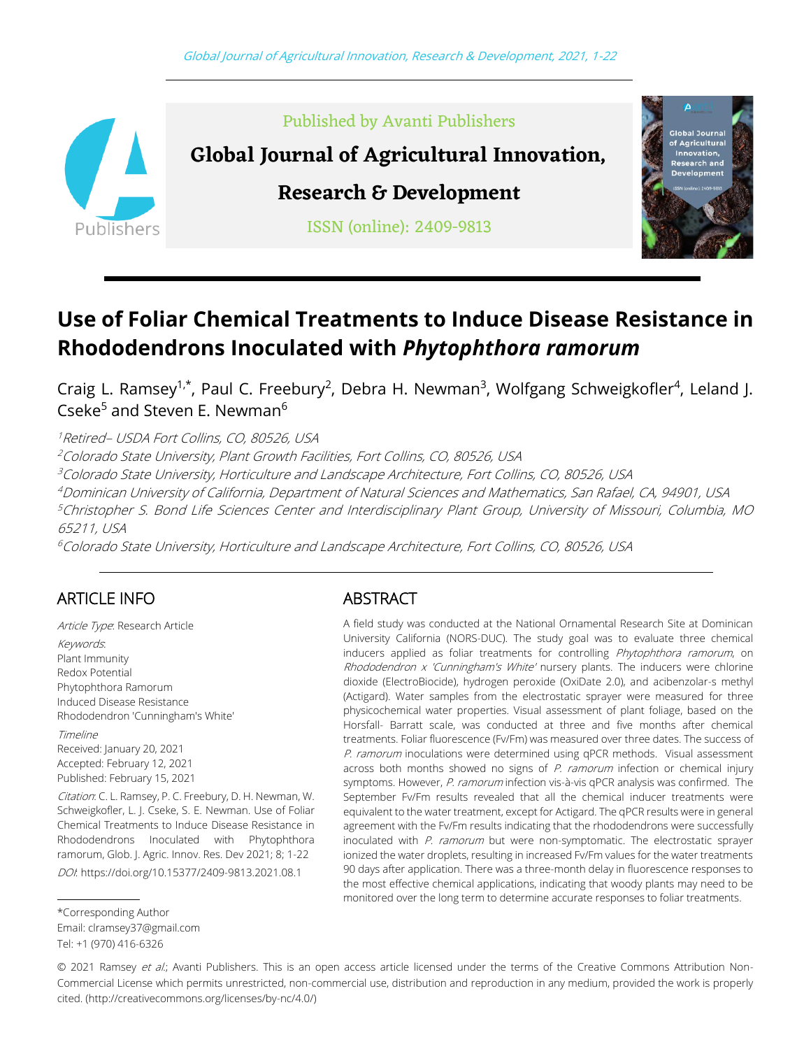Published by Avanti Publishers

**Global Journal of Agricultural Innovation, Research & Development**

ISSN (online): 2409-9813

# Use of Foliar Chemical Treatments to Induce Disease Resistance in Rhododendrons Inoculated with *Phytophthora ramorum*

Craig L. Ramsey[1,*], Paul C. Freebury[2], Debra H. Newman[3], Wolfgang Schweigkofler[4], Leland J. Cseke[5] and Steven E. Newman[6]

[1]*Retired– USDA Fort Collins, CO, 80526, USA*

[2]*Colorado State University, Plant Growth Facilities, Fort Collins, CO, 80526, USA*

[3]*Colorado State University, Horticulture and Landscape Architecture, Fort Collins, CO, 80526, USA*

[4]*Dominican University of California, Department of Natural Sciences and Mathematics, San Rafael, CA, 94901, USA*

[5]*Christopher S. Bond Life Sciences Center and Interdisciplinary Plant Group, University of Missouri, Columbia, MO 65211, USA*

[6]*Colorado State University, Horticulture and Landscape Architecture, Fort Collins, CO, 80526, USA*

## ARTICLE INFO

*Article Type*: Research Article

*Keywords*:
Plant Immunity
Redox Potential
Phytophthora Ramorum
Induced Disease Resistance
Rhododendron 'Cunningham's White'

*Timeline*
Received: January 20, 2021
Accepted: February 12, 2021
Published: February 15, 2021

*Citation*: C. L. Ramsey, P. C. Freebury, D. H. Newman, W. Schweigkofler, L. J. Cseke, S. E. Newman. Use of Foliar Chemical Treatments to Induce Disease Resistance in Rhododendrons Inoculated with Phytophthora ramorum, Glob. J. Agric. Innov. Res. Dev 2021; 8; 1-22

*DOI*: https://doi.org/10.15377/2409-9813.2021.08.1

## ABSTRACT

A field study was conducted at the National Ornamental Research Site at Dominican University California (NORS-DUC). The study goal was to evaluate three chemical inducers applied as foliar treatments for controlling *Phytophthora ramorum*, on *Rhododendron x 'Cunningham's White'* nursery plants. The inducers were chlorine dioxide (ElectroBiocide), hydrogen peroxide (OxiDate 2.0), and acibenzolar-s methyl (Actigard). Water samples from the electrostatic sprayer were measured for three physicochemical water properties. Visual assessment of plant foliage, based on the Horsfall- Barratt scale, was conducted at three and five months after chemical treatments. Foliar fluorescence (Fv/Fm) was measured over three dates. The success of *P. ramorum* inoculations were determined using qPCR methods. Visual assessment across both months showed no signs of *P. ramorum* infection or chemical injury symptoms. However, *P. ramorum* infection vis-à-vis qPCR analysis was confirmed. The September Fv/Fm results revealed that all the chemical inducer treatments were equivalent to the water treatment, except for Actigard. The qPCR results were in general agreement with the Fv/Fm results indicating that the rhododendrons were successfully inoculated with *P. ramorum* but were non-symptomatic. The electrostatic sprayer ionized the water droplets, resulting in increased Fv/Fm values for the water treatments 90 days after application. There was a three-month delay in fluorescence responses to the most effective chemical applications, indicating that woody plants may need to be monitored over the long term to determine accurate responses to foliar treatments.

*Corresponding Author
Email: clramsey37@gmail.com
Tel: +1 (970) 416-6326

© 2021 Ramsey *et al.*; Avanti Publishers. This is an open access article licensed under the terms of the Creative Commons Attribution Non-Commercial License which permits unrestricted, non-commercial use, distribution and reproduction in any medium, provided the work is properly cited. (http://creativecommons.org/licenses/by-nc/4.0/)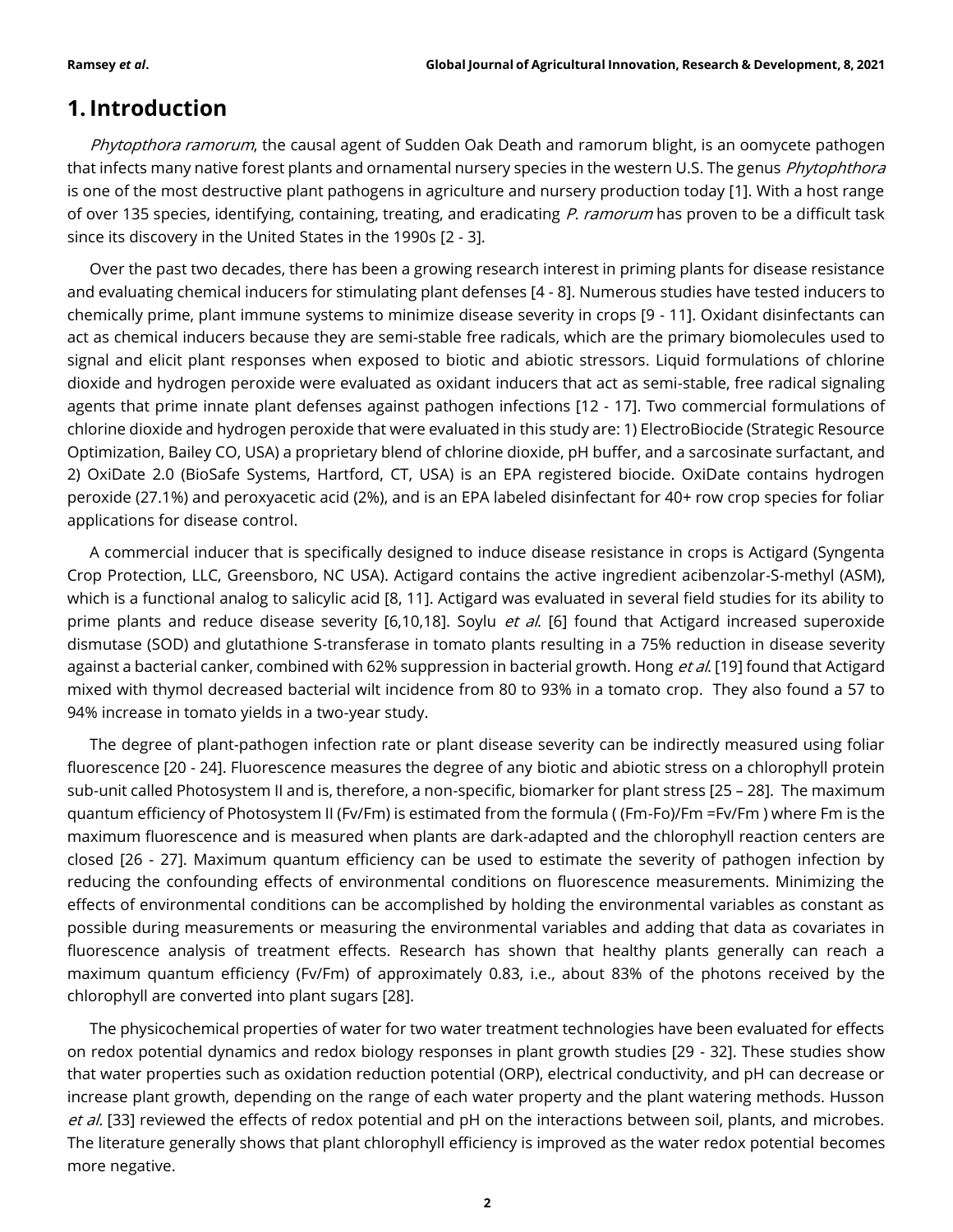## 1. Introduction

*Phytopthora ramorum*, the causal agent of Sudden Oak Death and ramorum blight, is an oomycete pathogen that infects many native forest plants and ornamental nursery species in the western U.S. The genus *Phytophthora* is one of the most destructive plant pathogens in agriculture and nursery production today [1]. With a host range of over 135 species, identifying, containing, treating, and eradicating *P. ramorum* has proven to be a difficult task since its discovery in the United States in the 1990s [2 - 3].

Over the past two decades, there has been a growing research interest in priming plants for disease resistance and evaluating chemical inducers for stimulating plant defenses [4 - 8]. Numerous studies have tested inducers to chemically prime, plant immune systems to minimize disease severity in crops [9 - 11]. Oxidant disinfectants can act as chemical inducers because they are semi-stable free radicals, which are the primary biomolecules used to signal and elicit plant responses when exposed to biotic and abiotic stressors. Liquid formulations of chlorine dioxide and hydrogen peroxide were evaluated as oxidant inducers that act as semi-stable, free radical signaling agents that prime innate plant defenses against pathogen infections [12 - 17]. Two commercial formulations of chlorine dioxide and hydrogen peroxide that were evaluated in this study are: 1) ElectroBiocide (Strategic Resource Optimization, Bailey CO, USA) a proprietary blend of chlorine dioxide, pH buffer, and a sarcosinate surfactant, and 2) OxiDate 2.0 (BioSafe Systems, Hartford, CT, USA) is an EPA registered biocide. OxiDate contains hydrogen peroxide (27.1%) and peroxyacetic acid (2%), and is an EPA labeled disinfectant for 40+ row crop species for foliar applications for disease control.

A commercial inducer that is specifically designed to induce disease resistance in crops is Actigard (Syngenta Crop Protection, LLC, Greensboro, NC USA). Actigard contains the active ingredient acibenzolar-S-methyl (ASM), which is a functional analog to salicylic acid [8, 11]. Actigard was evaluated in several field studies for its ability to prime plants and reduce disease severity [6,10,18]. Soylu *et al.* [6] found that Actigard increased superoxide dismutase (SOD) and glutathione S-transferase in tomato plants resulting in a 75% reduction in disease severity against a bacterial canker, combined with 62% suppression in bacterial growth. Hong *et al.* [19] found that Actigard mixed with thymol decreased bacterial wilt incidence from 80 to 93% in a tomato crop. They also found a 57 to 94% increase in tomato yields in a two-year study.

The degree of plant-pathogen infection rate or plant disease severity can be indirectly measured using foliar fluorescence [20 - 24]. Fluorescence measures the degree of any biotic and abiotic stress on a chlorophyll protein sub-unit called Photosystem II and is, therefore, a non-specific, biomarker for plant stress [25 – 28]. The maximum quantum efficiency of Photosystem II ($F_v/F_m$) is estimated from the formula ( $(F_m-F_o)/F_m = F_v/F_m$ ) where $F_m$ is the maximum fluorescence and is measured when plants are dark-adapted and the chlorophyll reaction centers are closed [26 - 27]. Maximum quantum efficiency can be used to estimate the severity of pathogen infection by reducing the confounding effects of environmental conditions on fluorescence measurements. Minimizing the effects of environmental conditions can be accomplished by holding the environmental variables as constant as possible during measurements or measuring the environmental variables and adding that data as covariates in fluorescence analysis of treatment effects. Research has shown that healthy plants generally can reach a maximum quantum efficiency ($F_v/F_m$) of approximately 0.83, i.e., about 83% of the photons received by the chlorophyll are converted into plant sugars [28].

The physicochemical properties of water for two water treatment technologies have been evaluated for effects on redox potential dynamics and redox biology responses in plant growth studies [29 - 32]. These studies show that water properties such as oxidation reduction potential (ORP), electrical conductivity, and pH can decrease or increase plant growth, depending on the range of each water property and the plant watering methods. Husson *et al.* [33] reviewed the effects of redox potential and pH on the interactions between soil, plants, and microbes. The literature generally shows that plant chlorophyll efficiency is improved as the water redox potential becomes more negative.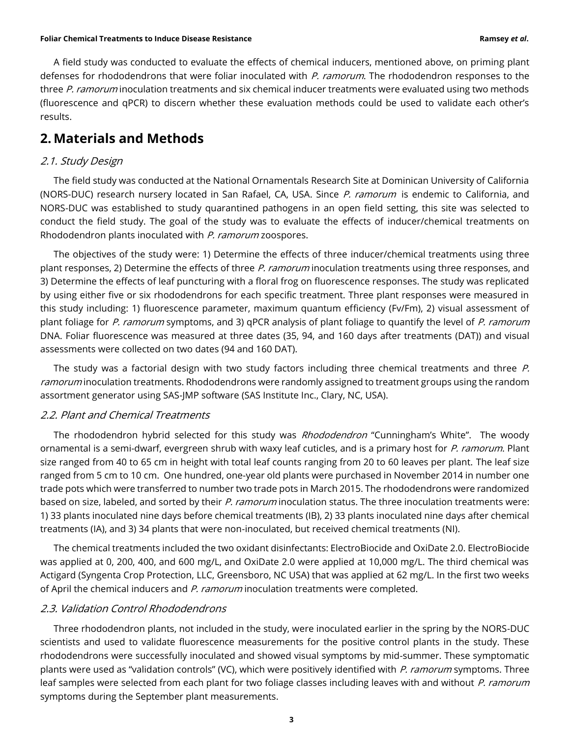A field study was conducted to evaluate the effects of chemical inducers, mentioned above, on priming plant defenses for rhododendrons that were foliar inoculated with *P. ramorum*. The rhododendron responses to the three *P. ramorum* inoculation treatments and six chemical inducer treatments were evaluated using two methods (fluorescence and qPCR) to discern whether these evaluation methods could be used to validate each other's results.

## 2. Materials and Methods

### 2.1. Study Design

The field study was conducted at the National Ornamentals Research Site at Dominican University of California (NORS-DUC) research nursery located in San Rafael, CA, USA. Since *P. ramorum* is endemic to California, and NORS-DUC was established to study quarantined pathogens in an open field setting, this site was selected to conduct the field study. The goal of the study was to evaluate the effects of inducer/chemical treatments on Rhododendron plants inoculated with *P. ramorum* zoospores.

The objectives of the study were: 1) Determine the effects of three inducer/chemical treatments using three plant responses, 2) Determine the effects of three *P. ramorum* inoculation treatments using three responses, and 3) Determine the effects of leaf puncturing with a floral frog on fluorescence responses. The study was replicated by using either five or six rhododendrons for each specific treatment. Three plant responses were measured in this study including: 1) fluorescence parameter, maximum quantum efficiency (Fv/Fm), 2) visual assessment of plant foliage for *P. ramorum* symptoms, and 3) qPCR analysis of plant foliage to quantify the level of *P. ramorum* DNA. Foliar fluorescence was measured at three dates (35, 94, and 160 days after treatments (DAT)) and visual assessments were collected on two dates (94 and 160 DAT).

The study was a factorial design with two study factors including three chemical treatments and three *P. ramorum* inoculation treatments. Rhododendrons were randomly assigned to treatment groups using the random assortment generator using SAS-JMP software (SAS Institute Inc., Clary, NC, USA).

### 2.2. Plant and Chemical Treatments

The rhododendron hybrid selected for this study was *Rhododendron* "Cunningham's White". The woody ornamental is a semi-dwarf, evergreen shrub with waxy leaf cuticles, and is a primary host for *P. ramorum*. Plant size ranged from 40 to 65 cm in height with total leaf counts ranging from 20 to 60 leaves per plant. The leaf size ranged from 5 cm to 10 cm. One hundred, one-year old plants were purchased in November 2014 in number one trade pots which were transferred to number two trade pots in March 2015. The rhododendrons were randomized based on size, labeled, and sorted by their *P. ramorum* inoculation status. The three inoculation treatments were: 1) 33 plants inoculated nine days before chemical treatments (IB), 2) 33 plants inoculated nine days after chemical treatments (IA), and 3) 34 plants that were non-inoculated, but received chemical treatments (NI).

The chemical treatments included the two oxidant disinfectants: ElectroBiocide and OxiDate 2.0. ElectroBiocide was applied at 0, 200, 400, and 600 mg/L, and OxiDate 2.0 were applied at 10,000 mg/L. The third chemical was Actigard (Syngenta Crop Protection, LLC, Greensboro, NC USA) that was applied at 62 mg/L. In the first two weeks of April the chemical inducers and *P. ramorum* inoculation treatments were completed.

### 2.3. Validation Control Rhododendrons

Three rhododendron plants, not included in the study, were inoculated earlier in the spring by the NORS-DUC scientists and used to validate fluorescence measurements for the positive control plants in the study. These rhododendrons were successfully inoculated and showed visual symptoms by mid-summer. These symptomatic plants were used as "validation controls" (VC), which were positively identified with *P. ramorum* symptoms. Three leaf samples were selected from each plant for two foliage classes including leaves with and without *P. ramorum* symptoms during the September plant measurements.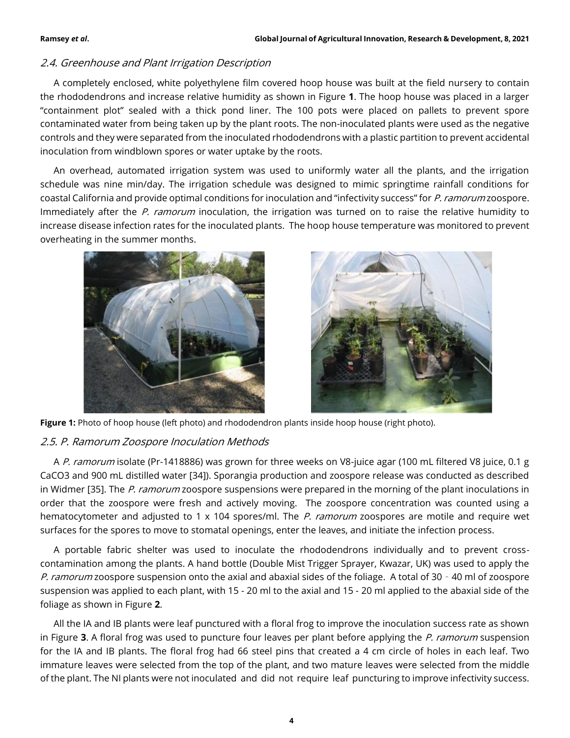### 2.4. Greenhouse and Plant Irrigation Description

A completely enclosed, white polyethylene film covered hoop house was built at the field nursery to contain the rhododendrons and increase relative humidity as shown in Figure **1**. The hoop house was placed in a larger "containment plot" sealed with a thick pond liner. The 100 pots were placed on pallets to prevent spore contaminated water from being taken up by the plant roots. The non-inoculated plants were used as the negative controls and they were separated from the inoculated rhododendrons with a plastic partition to prevent accidental inoculation from windblown spores or water uptake by the roots.

An overhead, automated irrigation system was used to uniformly water all the plants, and the irrigation schedule was nine min/day. The irrigation schedule was designed to mimic springtime rainfall conditions for coastal California and provide optimal conditions for inoculation and "infectivity success" for *P. ramorum* zoospore. Immediately after the *P. ramorum* inoculation, the irrigation was turned on to raise the relative humidity to increase disease infection rates for the inoculated plants. The hoop house temperature was monitored to prevent overheating in the summer months.

**Figure 1:** Photo of hoop house (left photo) and rhododendron plants inside hoop house (right photo).

### 2.5. P. Ramorum Zoospore Inoculation Methods

A *P. ramorum* isolate (Pr-1418886) was grown for three weeks on V8-juice agar (100 mL filtered V8 juice, 0.1 g $CaCO_3$ and 900 mL distilled water [34]). Sporangia production and zoospore release was conducted as described in Widmer [35]. The *P. ramorum* zoospore suspensions were prepared in the morning of the plant inoculations in order that the zoospore were fresh and actively moving. The zoospore concentration was counted using a hematocytometer and adjusted to 1 x 104 spores/ml. The *P. ramorum* zoospores are motile and require wet surfaces for the spores to move to stomatal openings, enter the leaves, and initiate the infection process.

A portable fabric shelter was used to inoculate the rhododendrons individually and to prevent cross-contamination among the plants. A hand bottle (Double Mist Trigger Sprayer, Kwazar, UK) was used to apply the *P. ramorum* zoospore suspension onto the axial and abaxial sides of the foliage. A total of 30 - 40 ml of zoospore suspension was applied to each plant, with 15 - 20 ml to the axial and 15 - 20 ml applied to the abaxial side of the foliage as shown in Figure **2**.

All the IA and IB plants were leaf punctured with a floral frog to improve the inoculation success rate as shown in Figure **3**. A floral frog was used to puncture four leaves per plant before applying the *P. ramorum* suspension for the IA and IB plants. The floral frog had 66 steel pins that created a 4 cm circle of holes in each leaf. Two immature leaves were selected from the top of the plant, and two mature leaves were selected from the middle of the plant. The NI plants were not inoculated and did not require leaf puncturing to improve infectivity success.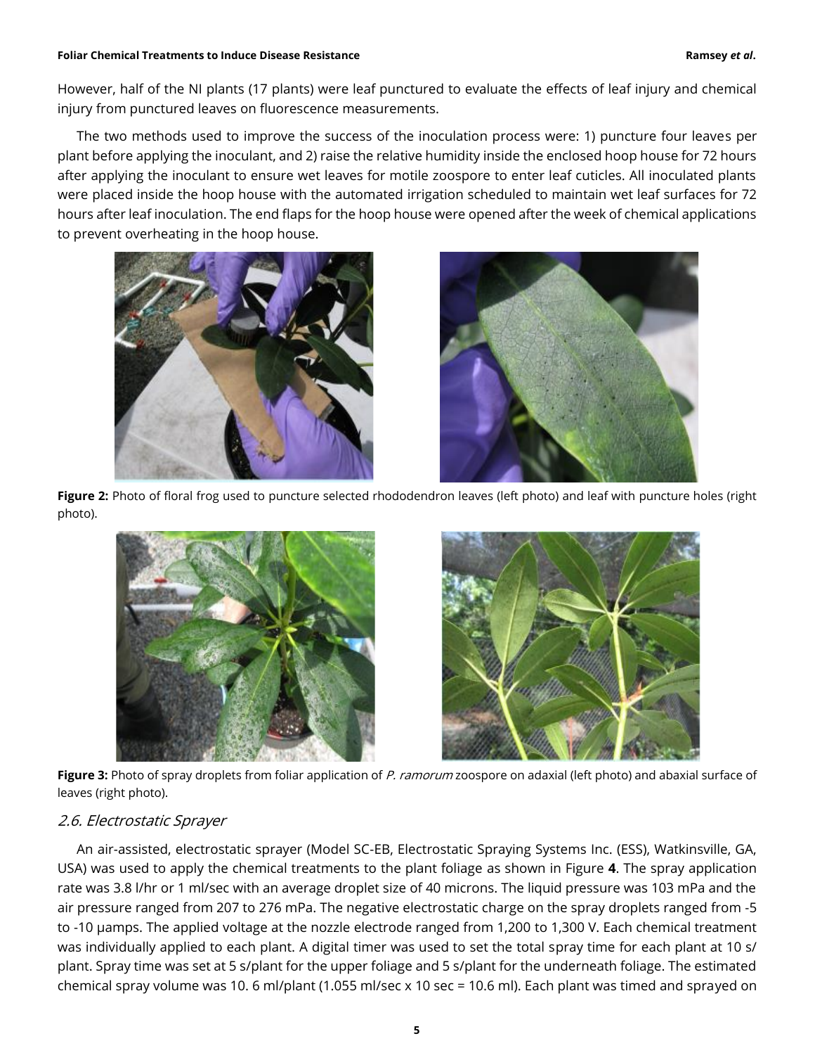However, half of the NI plants (17 plants) were leaf punctured to evaluate the effects of leaf injury and chemical injury from punctured leaves on fluorescence measurements.

The two methods used to improve the success of the inoculation process were: 1) puncture four leaves per plant before applying the inoculant, and 2) raise the relative humidity inside the enclosed hoop house for 72 hours after applying the inoculant to ensure wet leaves for motile zoospore to enter leaf cuticles. All inoculated plants were placed inside the hoop house with the automated irrigation scheduled to maintain wet leaf surfaces for 72 hours after leaf inoculation. The end flaps for the hoop house were opened after the week of chemical applications to prevent overheating in the hoop house.

**Figure 2:** Photo of floral frog used to puncture selected rhododendron leaves (left photo) and leaf with puncture holes (right photo).

**Figure 3:** Photo of spray droplets from foliar application of *P. ramorum* zoospore on adaxial (left photo) and abaxial surface of leaves (right photo).

## *2.6. Electrostatic Sprayer*

An air-assisted, electrostatic sprayer (Model SC-EB, Electrostatic Spraying Systems Inc. (ESS), Watkinsville, GA, USA) was used to apply the chemical treatments to the plant foliage as shown in Figure **4**. The spray application rate was 3.8 l/hr or 1 ml/sec with an average droplet size of 40 microns. The liquid pressure was 103 mPa and the air pressure ranged from 207 to 276 mPa. The negative electrostatic charge on the spray droplets ranged from -5 to -10 μamps. The applied voltage at the nozzle electrode ranged from 1,200 to 1,300 V. Each chemical treatment was individually applied to each plant. A digital timer was used to set the total spray time for each plant at 10 s/plant. Spray time was set at 5 s/plant for the upper foliage and 5 s/plant for the underneath foliage. The estimated chemical spray volume was 10. 6 ml/plant (1.055 ml/sec x 10 sec = 10.6 ml). Each plant was timed and sprayed on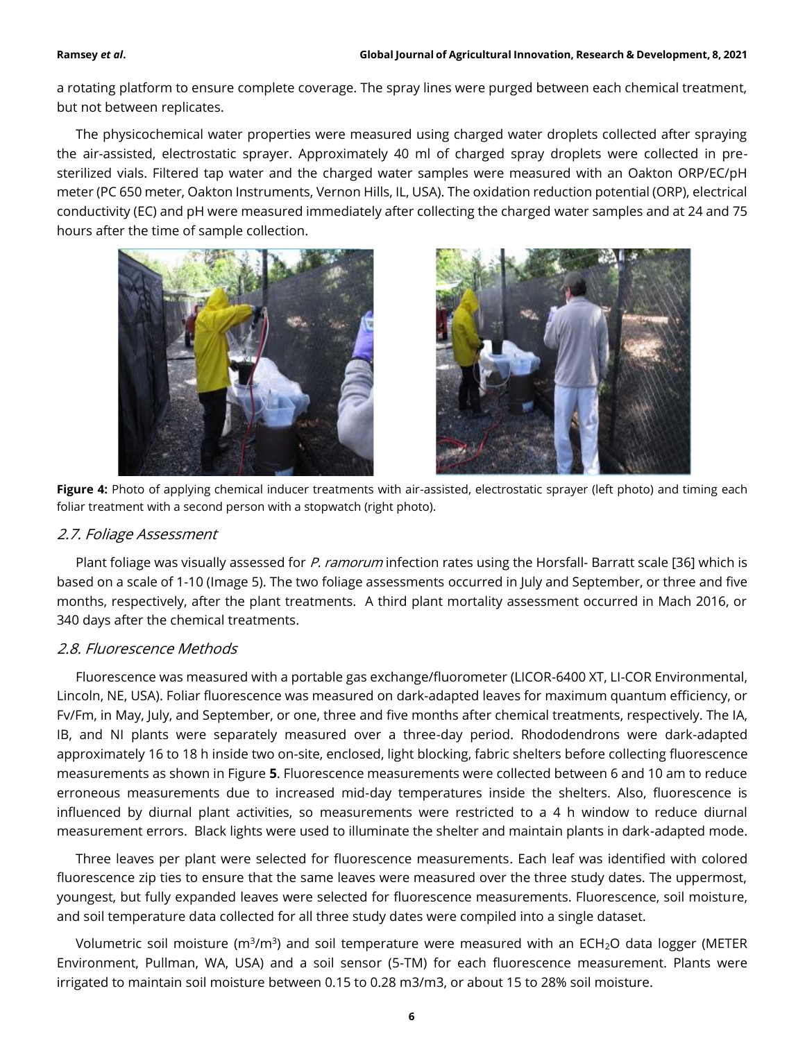a rotating platform to ensure complete coverage. The spray lines were purged between each chemical treatment, but not between replicates.

The physicochemical water properties were measured using charged water droplets collected after spraying the air-assisted, electrostatic sprayer. Approximately 40 ml of charged spray droplets were collected in pre-sterilized vials. Filtered tap water and the charged water samples were measured with an Oakton ORP/EC/pH meter (PC 650 meter, Oakton Instruments, Vernon Hills, IL, USA). The oxidation reduction potential (ORP), electrical conductivity (EC) and pH were measured immediately after collecting the charged water samples and at 24 and 75 hours after the time of sample collection.

**Figure 4:** Photo of applying chemical inducer treatments with air-assisted, electrostatic sprayer (left photo) and timing each foliar treatment with a second person with a stopwatch (right photo).

### 2.7. Foliage Assessment

Plant foliage was visually assessed for *P. ramorum* infection rates using the Horsfall- Barratt scale [36] which is based on a scale of 1-10 (Image 5). The two foliage assessments occurred in July and September, or three and five months, respectively, after the plant treatments. A third plant mortality assessment occurred in Mach 2016, or 340 days after the chemical treatments.

### 2.8. Fluorescence Methods

Fluorescence was measured with a portable gas exchange/fluorometer (LICOR-6400 XT, LI-COR Environmental, Lincoln, NE, USA). Foliar fluorescence was measured on dark-adapted leaves for maximum quantum efficiency, or Fv/Fm, in May, July, and September, or one, three and five months after chemical treatments, respectively. The IA, IB, and NI plants were separately measured over a three-day period. Rhododendrons were dark-adapted approximately 16 to 18 h inside two on-site, enclosed, light blocking, fabric shelters before collecting fluorescence measurements as shown in Figure **5**. Fluorescence measurements were collected between 6 and 10 am to reduce erroneous measurements due to increased mid-day temperatures inside the shelters. Also, fluorescence is influenced by diurnal plant activities, so measurements were restricted to a 4 h window to reduce diurnal measurement errors. Black lights were used to illuminate the shelter and maintain plants in dark-adapted mode.

Three leaves per plant were selected for fluorescence measurements. Each leaf was identified with colored fluorescence zip ties to ensure that the same leaves were measured over the three study dates. The uppermost, youngest, but fully expanded leaves were selected for fluorescence measurements. Fluorescence, soil moisture, and soil temperature data collected for all three study dates were compiled into a single dataset.

Volumetric soil moisture ($m^3/m^3$) and soil temperature were measured with an $ECH_2O$ data logger (METER Environment, Pullman, WA, USA) and a soil sensor (5-TM) for each fluorescence measurement. Plants were irrigated to maintain soil moisture between 0.15 to 0.28 m3/m3, or about 15 to 28% soil moisture.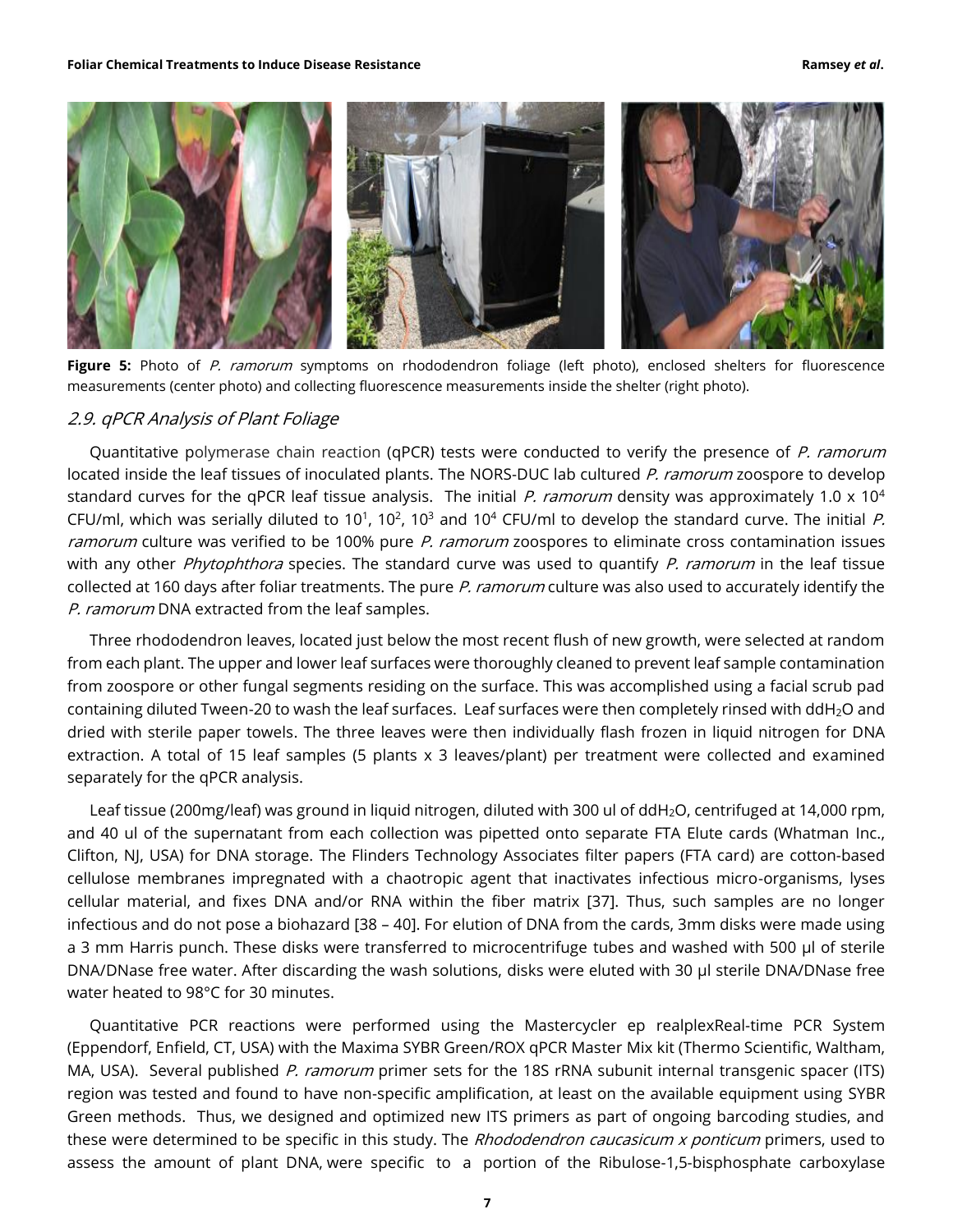**Figure 5:** Photo of *P. ramorum* symptoms on rhododendron foliage (left photo), enclosed shelters for fluorescence measurements (center photo) and collecting fluorescence measurements inside the shelter (right photo).

## *2.9. qPCR Analysis of Plant Foliage*

Quantitative polymerase chain reaction (qPCR) tests were conducted to verify the presence of *P. ramorum* located inside the leaf tissues of inoculated plants. The NORS-DUC lab cultured *P. ramorum* zoospore to develop standard curves for the qPCR leaf tissue analysis. The initial *P. ramorum* density was approximately 1.0 x $10^4$ CFU/ml, which was serially diluted to $10^1$, $10^2$, $10^3$ and $10^4$ CFU/ml to develop the standard curve. The initial *P. ramorum* culture was verified to be 100% pure *P. ramorum* zoospores to eliminate cross contamination issues with any other *Phytophthora* species. The standard curve was used to quantify *P. ramorum* in the leaf tissue collected at 160 days after foliar treatments. The pure *P. ramorum* culture was also used to accurately identify the *P. ramorum* DNA extracted from the leaf samples.

Three rhododendron leaves, located just below the most recent flush of new growth, were selected at random from each plant. The upper and lower leaf surfaces were thoroughly cleaned to prevent leaf sample contamination from zoospore or other fungal segments residing on the surface. This was accomplished using a facial scrub pad containing diluted Tween-20 to wash the leaf surfaces. Leaf surfaces were then completely rinsed with dd$H_2O$ and dried with sterile paper towels. The three leaves were then individually flash frozen in liquid nitrogen for DNA extraction. A total of 15 leaf samples (5 plants x 3 leaves/plant) per treatment were collected and examined separately for the qPCR analysis.

Leaf tissue (200mg/leaf) was ground in liquid nitrogen, diluted with 300 ul of dd$H_2O$, centrifuged at 14,000 rpm, and 40 ul of the supernatant from each collection was pipetted onto separate FTA Elute cards (Whatman Inc., Clifton, NJ, USA) for DNA storage. The Flinders Technology Associates filter papers (FTA card) are cotton-based cellulose membranes impregnated with a chaotropic agent that inactivates infectious micro-organisms, lyses cellular material, and fixes DNA and/or RNA within the fiber matrix [37]. Thus, such samples are no longer infectious and do not pose a biohazard [38 – 40]. For elution of DNA from the cards, 3mm disks were made using a 3 mm Harris punch. These disks were transferred to microcentrifuge tubes and washed with 500 µl of sterile DNA/DNase free water. After discarding the wash solutions, disks were eluted with 30 µl sterile DNA/DNase free water heated to 98°C for 30 minutes.

Quantitative PCR reactions were performed using the Mastercycler ep realplexReal-time PCR System (Eppendorf, Enfield, CT, USA) with the Maxima SYBR Green/ROX qPCR Master Mix kit (Thermo Scientific, Waltham, MA, USA). Several published *P. ramorum* primer sets for the 18S rRNA subunit internal transgenic spacer (ITS) region was tested and found to have non-specific amplification, at least on the available equipment using SYBR Green methods. Thus, we designed and optimized new ITS primers as part of ongoing barcoding studies, and these were determined to be specific in this study. The *Rhododendron caucasicum x ponticum* primers, used to assess the amount of plant DNA, were specific to a portion of the Ribulose-1,5-bisphosphate carboxylase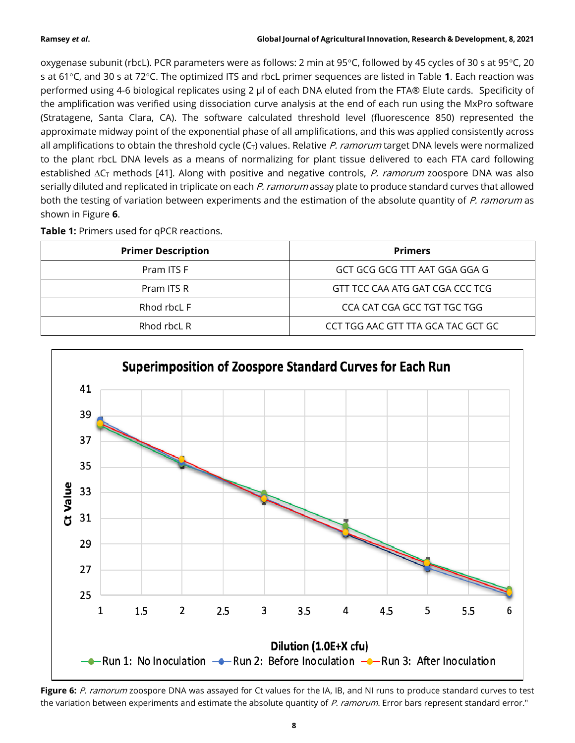oxygenase subunit (rbcL). PCR parameters were as follows: 2 min at 95°C, followed by 45 cycles of 30 s at 95°C, 20 s at 61°C, and 30 s at 72°C. The optimized ITS and rbcL primer sequences are listed in Table **1**. Each reaction was performed using 4-6 biological replicates using 2 µl of each DNA eluted from the FTA® Elute cards. Specificity of the amplification was verified using dissociation curve analysis at the end of each run using the MxPro software (Stratagene, Santa Clara, CA). The software calculated threshold level (fluorescence 850) represented the approximate midway point of the exponential phase of all amplifications, and this was applied consistently across all amplifications to obtain the threshold cycle ($C_T$) values. Relative *P. ramorum* target DNA levels were normalized to the plant rbcL DNA levels as a means of normalizing for plant tissue delivered to each FTA card following established $\Delta C_T$ methods [41]. Along with positive and negative controls, *P. ramorum* zoospore DNA was also serially diluted and replicated in triplicate on each *P. ramorum* assay plate to produce standard curves that allowed both the testing of variation between experiments and the estimation of the absolute quantity of *P. ramorum* as shown in Figure **6**.

**Table 1:** Primers used for qPCR reactions.

| Primer Description | Primers |
|---|---|
| Pram ITS F | GCT GCG GCG TTT AAT GGA GGA G |
| Pram ITS R | GTT TCC CAA ATG GAT CGA CCC TCG |
| Rhod rbcL F | CCA CAT CGA GCC TGT TGC TGG |
| Rhod rbcL R | CCT TGG AAC GTT TTA GCA TAC GCT GC |

**Figure 6:** *P. ramorum* zoospore DNA was assayed for Ct values for the IA, IB, and NI runs to produce standard curves to test the variation between experiments and estimate the absolute quantity of *P. ramorum*. Error bars represent standard error."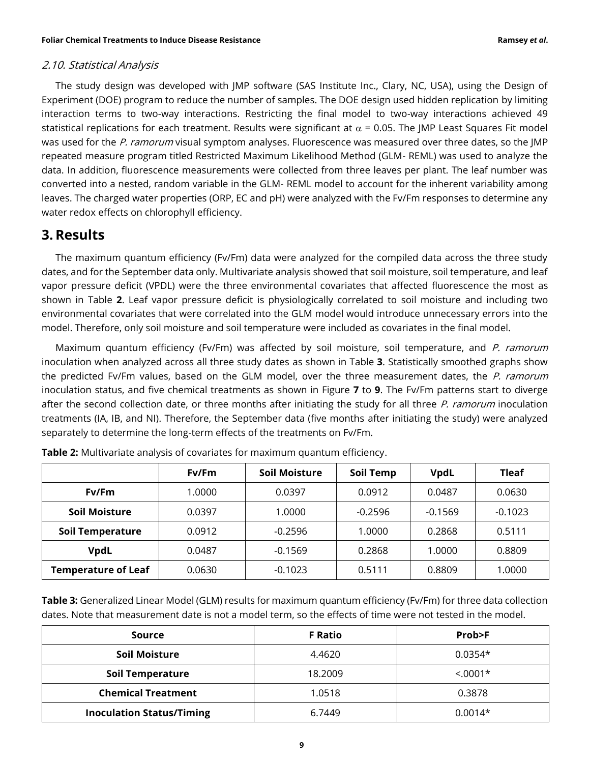### *2.10. Statistical Analysis*

The study design was developed with JMP software (SAS Institute Inc., Clary, NC, USA), using the Design of Experiment (DOE) program to reduce the number of samples. The DOE design used hidden replication by limiting interaction terms to two-way interactions. Restricting the final model to two-way interactions achieved 49 statistical replications for each treatment. Results were significant at $\alpha$ = 0.05. The JMP Least Squares Fit model was used for the *P. ramorum* visual symptom analyses. Fluorescence was measured over three dates, so the JMP repeated measure program titled Restricted Maximum Likelihood Method (GLM- REML) was used to analyze the data. In addition, fluorescence measurements were collected from three leaves per plant. The leaf number was converted into a nested, random variable in the GLM- REML model to account for the inherent variability among leaves. The charged water properties (ORP, EC and pH) were analyzed with the Fv/Fm responses to determine any water redox effects on chlorophyll efficiency.

## 3. Results

The maximum quantum efficiency (Fv/Fm) data were analyzed for the compiled data across the three study dates, and for the September data only. Multivariate analysis showed that soil moisture, soil temperature, and leaf vapor pressure deficit (VPDL) were the three environmental covariates that affected fluorescence the most as shown in Table **2**. Leaf vapor pressure deficit is physiologically correlated to soil moisture and including two environmental covariates that were correlated into the GLM model would introduce unnecessary errors into the model. Therefore, only soil moisture and soil temperature were included as covariates in the final model.

Maximum quantum efficiency (Fv/Fm) was affected by soil moisture, soil temperature, and *P. ramorum* inoculation when analyzed across all three study dates as shown in Table **3**. Statistically smoothed graphs show the predicted Fv/Fm values, based on the GLM model, over the three measurement dates, the *P. ramorum* inoculation status, and five chemical treatments as shown in Figure **7** to **9**. The Fv/Fm patterns start to diverge after the second collection date, or three months after initiating the study for all three *P. ramorum* inoculation treatments (IA, IB, and NI). Therefore, the September data (five months after initiating the study) were analyzed separately to determine the long-term effects of the treatments on Fv/Fm.

**Table 2:** Multivariate analysis of covariates for maximum quantum efficiency.

| | Fv/Fm | Soil Moisture | Soil Temp | VpdL | Tleaf |
|---|---|---|---|---|---|
| **Fv/Fm** | 1.0000 | 0.0397 | 0.0912 | 0.0487 | 0.0630 |
| **Soil Moisture** | 0.0397 | 1.0000 | -0.2596 | -0.1569 | -0.1023 |
| **Soil Temperature** | 0.0912 | -0.2596 | 1.0000 | 0.2868 | 0.5111 |
| **VpdL** | 0.0487 | -0.1569 | 0.2868 | 1.0000 | 0.8809 |
| **Temperature of Leaf** | 0.0630 | -0.1023 | 0.5111 | 0.8809 | 1.0000 |

**Table 3:** Generalized Linear Model (GLM) results for maximum quantum efficiency (Fv/Fm) for three data collection dates. Note that measurement date is not a model term, so the effects of time were not tested in the model.

| Source | F Ratio | Prob>F |
|---|---|---|
| **Soil Moisture** | 4.4620 | 0.0354* |
| **Soil Temperature** | 18.2009 | <.0001* |
| **Chemical Treatment** | 1.0518 | 0.3878 |
| **Inoculation Status/Timing** | 6.7449 | 0.0014* |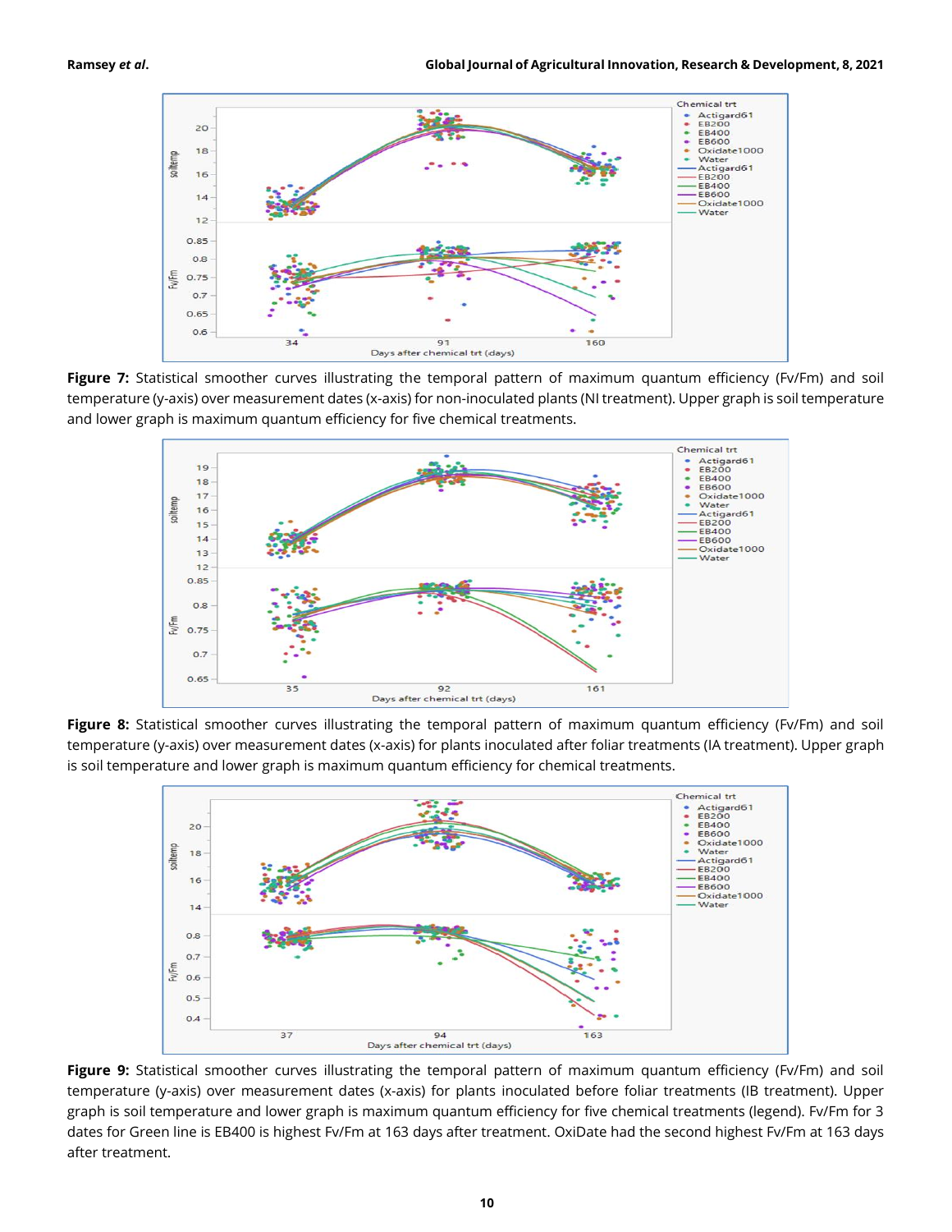**Figure 7:** Statistical smoother curves illustrating the temporal pattern of maximum quantum efficiency (Fv/Fm) and soil temperature (y-axis) over measurement dates (x-axis) for non-inoculated plants (NI treatment). Upper graph is soil temperature and lower graph is maximum quantum efficiency for five chemical treatments.

**Figure 8:** Statistical smoother curves illustrating the temporal pattern of maximum quantum efficiency (Fv/Fm) and soil temperature (y-axis) over measurement dates (x-axis) for plants inoculated after foliar treatments (IA treatment). Upper graph is soil temperature and lower graph is maximum quantum efficiency for chemical treatments.

**Figure 9:** Statistical smoother curves illustrating the temporal pattern of maximum quantum efficiency (Fv/Fm) and soil temperature (y-axis) over measurement dates (x-axis) for plants inoculated before foliar treatments (IB treatment). Upper graph is soil temperature and lower graph is maximum quantum efficiency for five chemical treatments (legend). Fv/Fm for 3 dates for Green line is EB400 is highest Fv/Fm at 163 days after treatment. OxiDate had the second highest Fv/Fm at 163 days after treatment.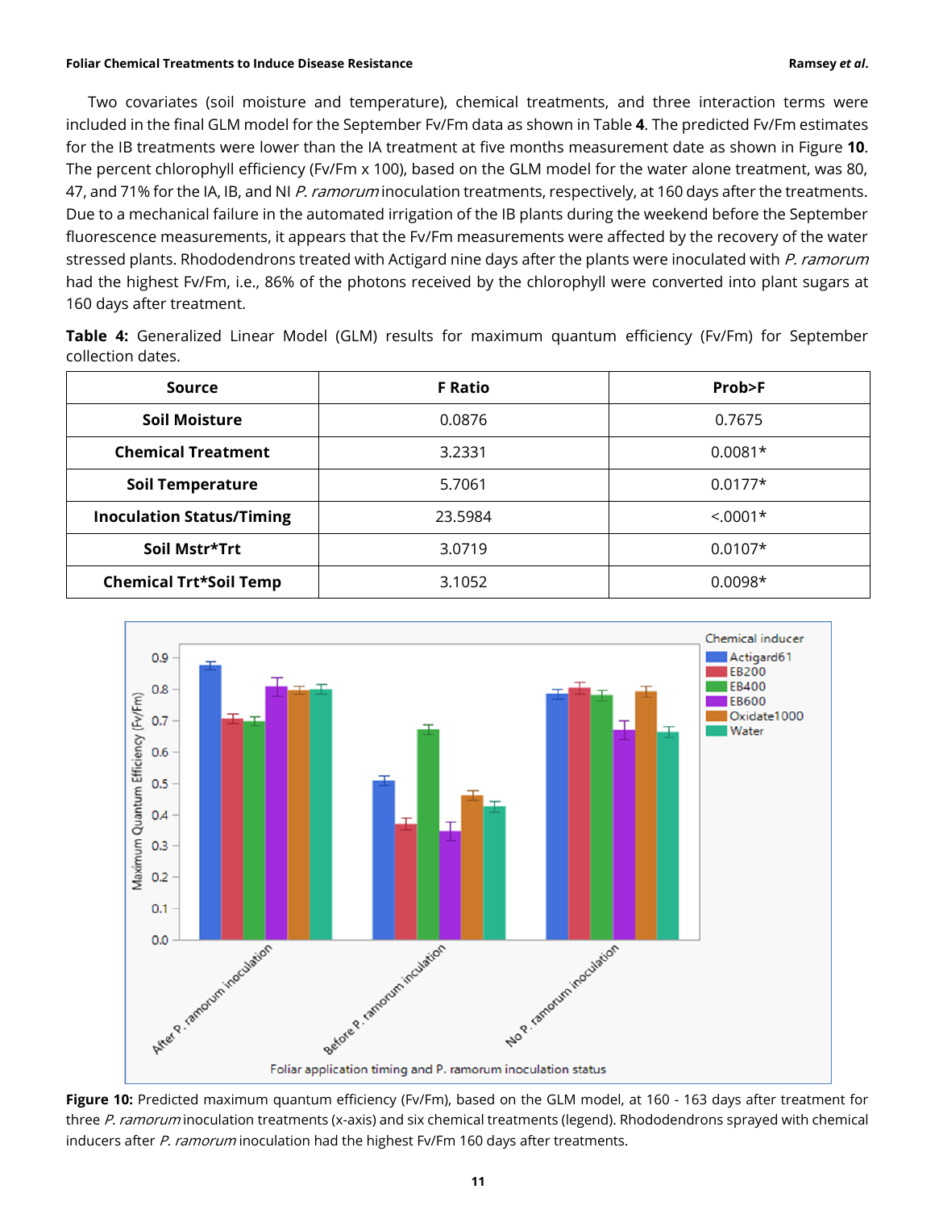Two covariates (soil moisture and temperature), chemical treatments, and three interaction terms were included in the final GLM model for the September Fv/Fm data as shown in Table **4**. The predicted Fv/Fm estimates for the IB treatments were lower than the IA treatment at five months measurement date as shown in Figure **10**. The percent chlorophyll efficiency (Fv/Fm x 100), based on the GLM model for the water alone treatment, was 80, 47, and 71% for the IA, IB, and NI *P. ramorum* inoculation treatments, respectively, at 160 days after the treatments. Due to a mechanical failure in the automated irrigation of the IB plants during the weekend before the September fluorescence measurements, it appears that the Fv/Fm measurements were affected by the recovery of the water stressed plants. Rhododendrons treated with Actigard nine days after the plants were inoculated with *P. ramorum* had the highest Fv/Fm, i.e., 86% of the photons received by the chlorophyll were converted into plant sugars at 160 days after treatment.

**Table 4:** Generalized Linear Model (GLM) results for maximum quantum efficiency (Fv/Fm) for September collection dates.

| Source | F Ratio | Prob>F |
|---|---|---|
| **Soil Moisture** | 0.0876 | 0.7675 |
| **Chemical Treatment** | 3.2331 | 0.0081* |
| **Soil Temperature** | 5.7061 | 0.0177* |
| **Inoculation Status/Timing** | 23.5984 | <.0001* |
| **Soil Mstr*Trt** | 3.0719 | 0.0107* |
| **Chemical Trt*Soil Temp** | 3.1052 | 0.0098* |

**Figure 10:** Predicted maximum quantum efficiency (Fv/Fm), based on the GLM model, at 160 - 163 days after treatment for three *P. ramorum* inoculation treatments (x-axis) and six chemical treatments (legend). Rhododendrons sprayed with chemical inducers after *P. ramorum* inoculation had the highest Fv/Fm 160 days after treatments.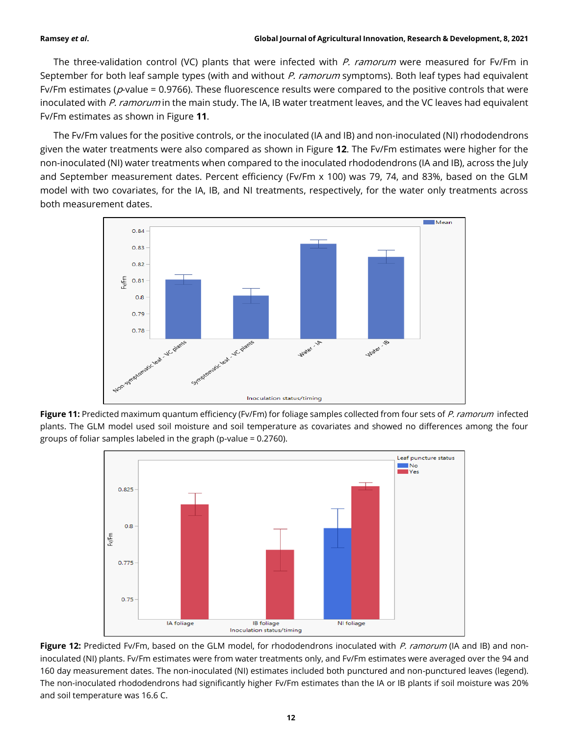The three-validation control (VC) plants that were infected with *P. ramorum* were measured for Fv/Fm in September for both leaf sample types (with and without *P. ramorum* symptoms). Both leaf types had equivalent Fv/Fm estimates (*p*-value = 0.9766). These fluorescence results were compared to the positive controls that were inoculated with *P. ramorum* in the main study. The IA, IB water treatment leaves, and the VC leaves had equivalent Fv/Fm estimates as shown in Figure **11**.

The Fv/Fm values for the positive controls, or the inoculated (IA and IB) and non-inoculated (NI) rhododendrons given the water treatments were also compared as shown in Figure **12**. The Fv/Fm estimates were higher for the non-inoculated (NI) water treatments when compared to the inoculated rhododendrons (IA and IB), across the July and September measurement dates. Percent efficiency (Fv/Fm x 100) was 79, 74, and 83%, based on the GLM model with two covariates, for the IA, IB, and NI treatments, respectively, for the water only treatments across both measurement dates.

**Figure 11:** Predicted maximum quantum efficiency (Fv/Fm) for foliage samples collected from four sets of *P. ramorum* infected plants. The GLM model used soil moisture and soil temperature as covariates and showed no differences among the four groups of foliar samples labeled in the graph (p-value = 0.2760).

**Figure 12:** Predicted Fv/Fm, based on the GLM model, for rhododendrons inoculated with *P. ramorum* (IA and IB) and non-inoculated (NI) plants. Fv/Fm estimates were from water treatments only, and Fv/Fm estimates were averaged over the 94 and 160 day measurement dates. The non-inoculated (NI) estimates included both punctured and non-punctured leaves (legend). The non-inoculated rhododendrons had significantly higher Fv/Fm estimates than the IA or IB plants if soil moisture was 20% and soil temperature was 16.6 C.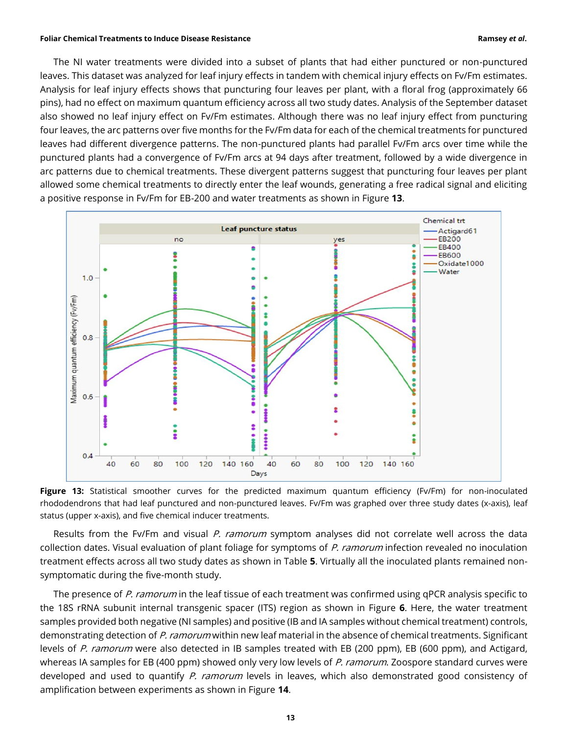The NI water treatments were divided into a subset of plants that had either punctured or non-punctured leaves. This dataset was analyzed for leaf injury effects in tandem with chemical injury effects on Fv/Fm estimates. Analysis for leaf injury effects shows that puncturing four leaves per plant, with a floral frog (approximately 66 pins), had no effect on maximum quantum efficiency across all two study dates. Analysis of the September dataset also showed no leaf injury effect on Fv/Fm estimates. Although there was no leaf injury effect from puncturing four leaves, the arc patterns over five months for the Fv/Fm data for each of the chemical treatments for punctured leaves had different divergence patterns. The non-punctured plants had parallel Fv/Fm arcs over time while the punctured plants had a convergence of Fv/Fm arcs at 94 days after treatment, followed by a wide divergence in arc patterns due to chemical treatments. These divergent patterns suggest that puncturing four leaves per plant allowed some chemical treatments to directly enter the leaf wounds, generating a free radical signal and eliciting a positive response in Fv/Fm for EB-200 and water treatments as shown in Figure **13**.

**Figure 13:** Statistical smoother curves for the predicted maximum quantum efficiency (Fv/Fm) for non-inoculated rhododendrons that had leaf punctured and non-punctured leaves. Fv/Fm was graphed over three study dates (x-axis), leaf status (upper x-axis), and five chemical inducer treatments.

Results from the Fv/Fm and visual *P. ramorum* symptom analyses did not correlate well across the data collection dates. Visual evaluation of plant foliage for symptoms of *P. ramorum* infection revealed no inoculation treatment effects across all two study dates as shown in Table **5**. Virtually all the inoculated plants remained non-symptomatic during the five-month study.

The presence of *P. ramorum* in the leaf tissue of each treatment was confirmed using qPCR analysis specific to the 18S rRNA subunit internal transgenic spacer (ITS) region as shown in Figure **6**. Here, the water treatment samples provided both negative (NI samples) and positive (IB and IA samples without chemical treatment) controls, demonstrating detection of *P. ramorum* within new leaf material in the absence of chemical treatments. Significant levels of *P. ramorum* were also detected in IB samples treated with EB (200 ppm), EB (600 ppm), and Actigard, whereas IA samples for EB (400 ppm) showed only very low levels of *P. ramorum*. Zoospore standard curves were developed and used to quantify *P. ramorum* levels in leaves, which also demonstrated good consistency of amplification between experiments as shown in Figure **14**.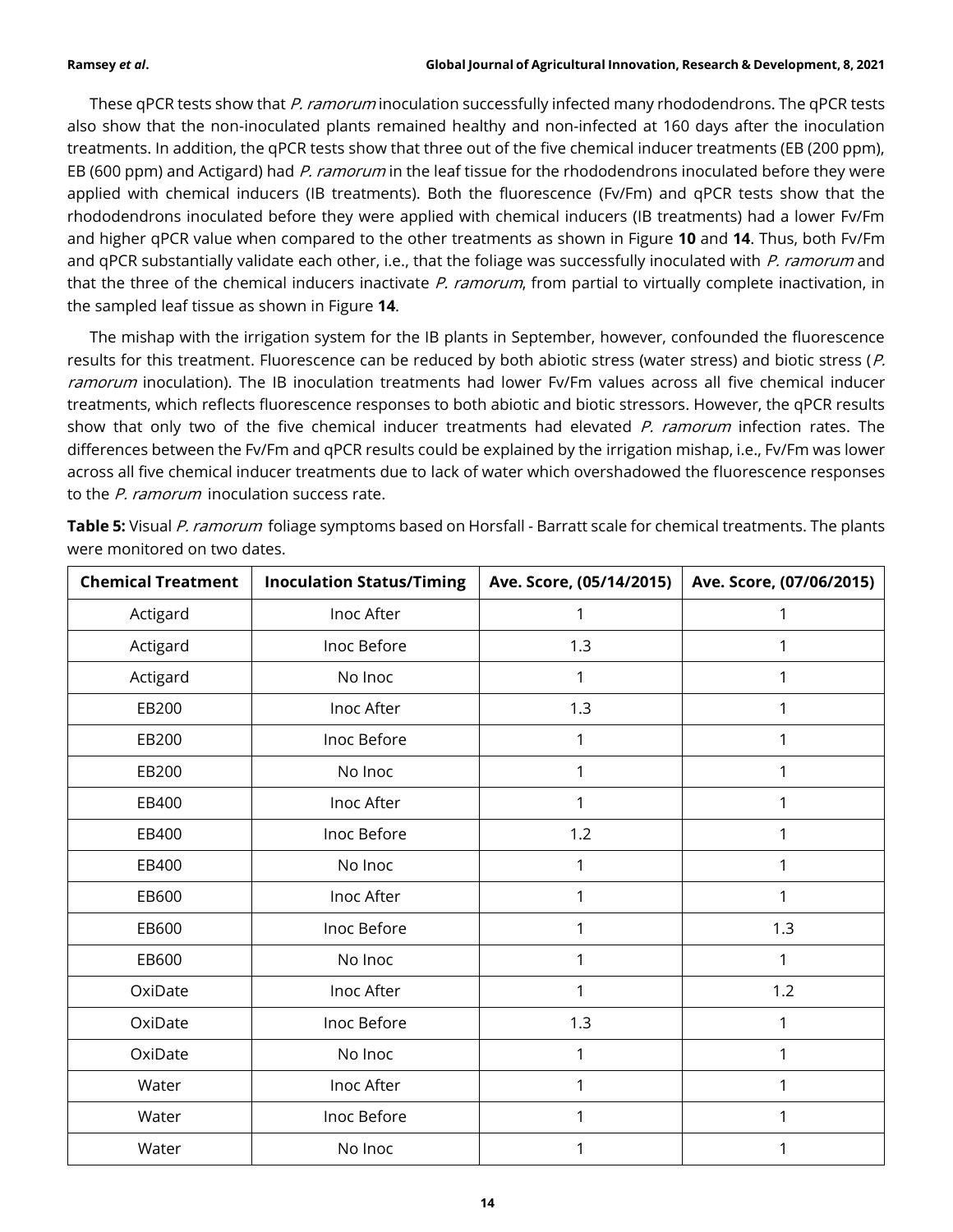These qPCR tests show that *P. ramorum* inoculation successfully infected many rhododendrons. The qPCR tests also show that the non-inoculated plants remained healthy and non-infected at 160 days after the inoculation treatments. In addition, the qPCR tests show that three out of the five chemical inducer treatments (EB (200 ppm), EB (600 ppm) and Actigard) had *P. ramorum* in the leaf tissue for the rhododendrons inoculated before they were applied with chemical inducers (IB treatments). Both the fluorescence (Fv/Fm) and qPCR tests show that the rhododendrons inoculated before they were applied with chemical inducers (IB treatments) had a lower Fv/Fm and higher qPCR value when compared to the other treatments as shown in Figure **10** and **14**. Thus, both Fv/Fm and qPCR substantially validate each other, i.e., that the foliage was successfully inoculated with *P. ramorum* and that the three of the chemical inducers inactivate *P. ramorum*, from partial to virtually complete inactivation, in the sampled leaf tissue as shown in Figure **14**.

The mishap with the irrigation system for the IB plants in September, however, confounded the fluorescence results for this treatment. Fluorescence can be reduced by both abiotic stress (water stress) and biotic stress (*P. ramorum* inoculation). The IB inoculation treatments had lower Fv/Fm values across all five chemical inducer treatments, which reflects fluorescence responses to both abiotic and biotic stressors. However, the qPCR results show that only two of the five chemical inducer treatments had elevated *P. ramorum* infection rates. The differences between the Fv/Fm and qPCR results could be explained by the irrigation mishap, i.e., Fv/Fm was lower across all five chemical inducer treatments due to lack of water which overshadowed the fluorescence responses to the *P. ramorum* inoculation success rate.

**Table 5:** Visual *P. ramorum* foliage symptoms based on Horsfall - Barratt scale for chemical treatments. The plants were monitored on two dates.

| Chemical Treatment | Inoculation Status/Timing | Ave. Score, (05/14/2015) | Ave. Score, (07/06/2015) |
|---|---|---|---|
| Actigard | Inoc After | 1 | 1 |
| Actigard | Inoc Before | 1.3 | 1 |
| Actigard | No Inoc | 1 | 1 |
| EB200 | Inoc After | 1.3 | 1 |
| EB200 | Inoc Before | 1 | 1 |
| EB200 | No Inoc | 1 | 1 |
| EB400 | Inoc After | 1 | 1 |
| EB400 | Inoc Before | 1.2 | 1 |
| EB400 | No Inoc | 1 | 1 |
| EB600 | Inoc After | 1 | 1 |
| EB600 | Inoc Before | 1 | 1.3 |
| EB600 | No Inoc | 1 | 1 |
| OxiDate | Inoc After | 1 | 1.2 |
| OxiDate | Inoc Before | 1.3 | 1 |
| OxiDate | No Inoc | 1 | 1 |
| Water | Inoc After | 1 | 1 |
| Water | Inoc Before | 1 | 1 |
| Water | No Inoc | 1 | 1 |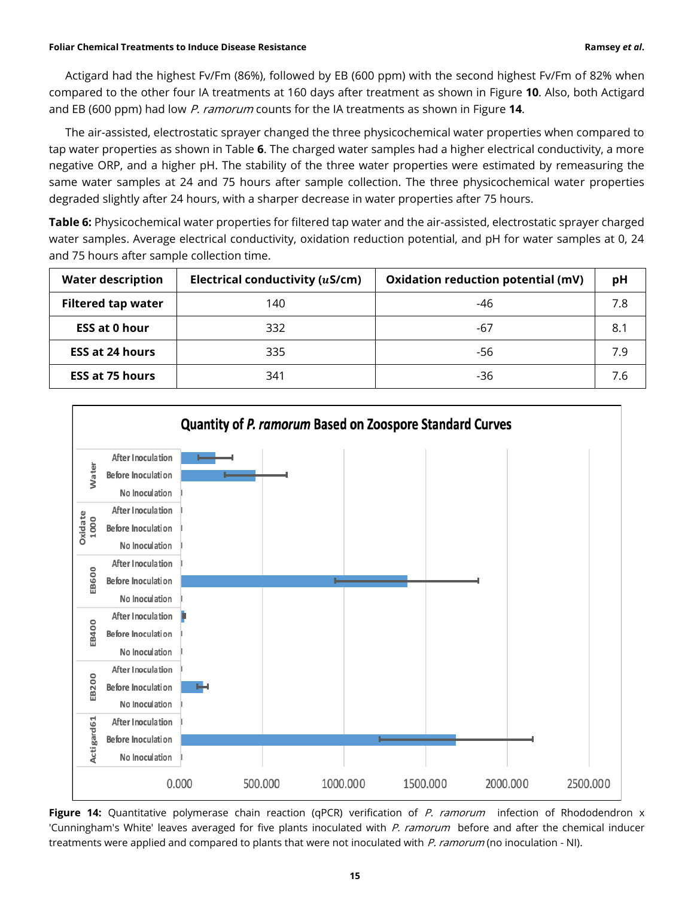Actigard had the highest Fv/Fm (86%), followed by EB (600 ppm) with the second highest Fv/Fm of 82% when compared to the other four IA treatments at 160 days after treatment as shown in Figure **10**. Also, both Actigard and EB (600 ppm) had low *P. ramorum* counts for the IA treatments as shown in Figure **14**.

The air-assisted, electrostatic sprayer changed the three physicochemical water properties when compared to tap water properties as shown in Table **6**. The charged water samples had a higher electrical conductivity, a more negative ORP, and a higher pH. The stability of the three water properties were estimated by remeasuring the same water samples at 24 and 75 hours after sample collection. The three physicochemical water properties degraded slightly after 24 hours, with a sharper decrease in water properties after 75 hours.

**Table 6:** Physicochemical water properties for filtered tap water and the air-assisted, electrostatic sprayer charged water samples. Average electrical conductivity, oxidation reduction potential, and pH for water samples at 0, 24 and 75 hours after sample collection time.

| Water description | Electrical conductivity ($u$S/cm) | Oxidation reduction potential (mV) | pH |
|---|---|---|---|
| **Filtered tap water** | 140 | -46 | 7.8 |
| **ESS at 0 hour** | 332 | -67 | 8.1 |
| **ESS at 24 hours** | 335 | -56 | 7.9 |
| **ESS at 75 hours** | 341 | -36 | 7.6 |

**Figure 14:** Quantitative polymerase chain reaction (qPCR) verification of *P. ramorum* infection of Rhododendron x 'Cunningham's White' leaves averaged for five plants inoculated with *P. ramorum* before and after the chemical inducer treatments were applied and compared to plants that were not inoculated with *P. ramorum* (no inoculation - NI).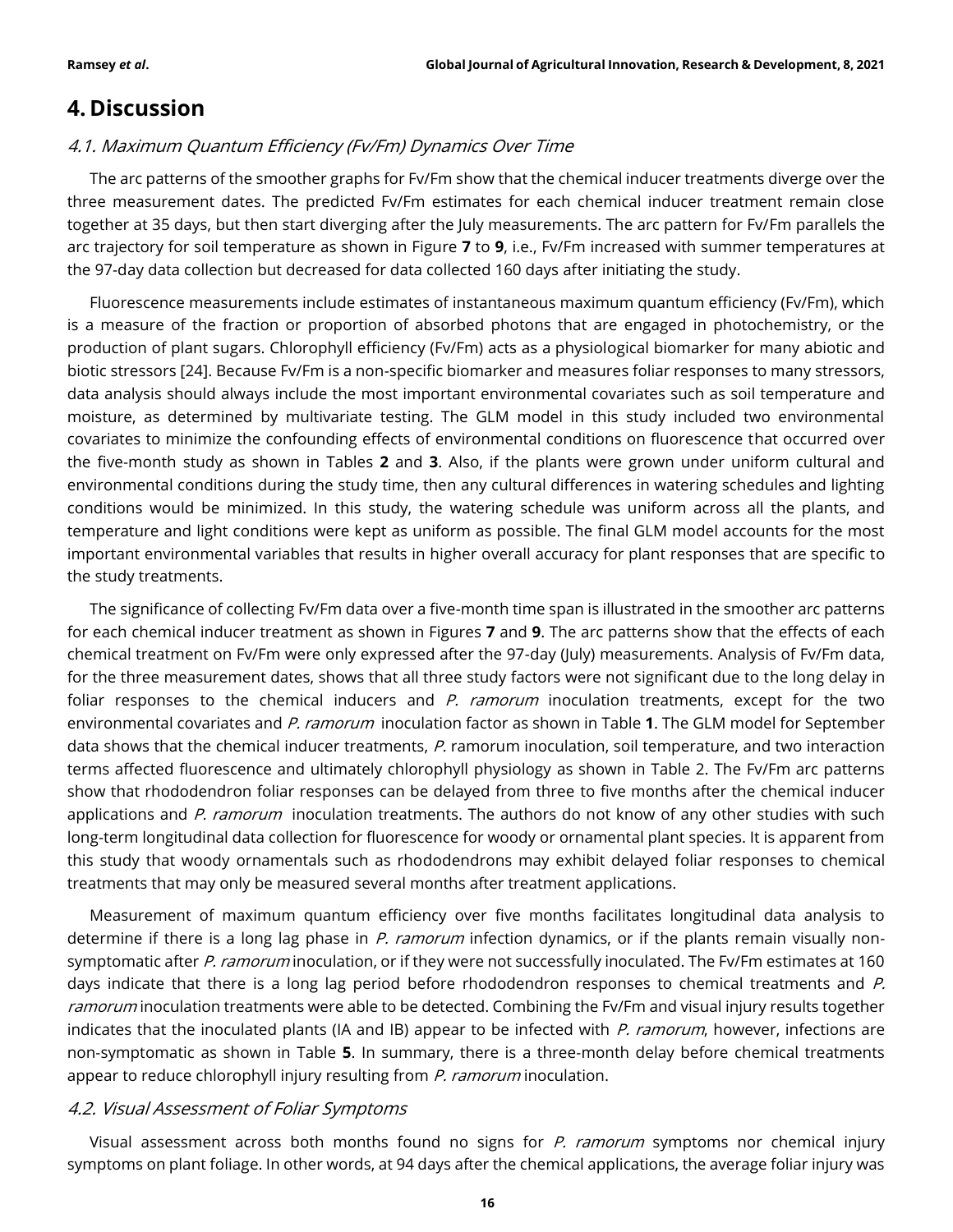## 4. Discussion

### 4.1. Maximum Quantum Efficiency (Fv/Fm) Dynamics Over Time

The arc patterns of the smoother graphs for Fv/Fm show that the chemical inducer treatments diverge over the three measurement dates. The predicted Fv/Fm estimates for each chemical inducer treatment remain close together at 35 days, but then start diverging after the July measurements. The arc pattern for Fv/Fm parallels the arc trajectory for soil temperature as shown in Figure **7** to **9**, i.e., Fv/Fm increased with summer temperatures at the 97-day data collection but decreased for data collected 160 days after initiating the study.

Fluorescence measurements include estimates of instantaneous maximum quantum efficiency (Fv/Fm), which is a measure of the fraction or proportion of absorbed photons that are engaged in photochemistry, or the production of plant sugars. Chlorophyll efficiency (Fv/Fm) acts as a physiological biomarker for many abiotic and biotic stressors [24]. Because Fv/Fm is a non-specific biomarker and measures foliar responses to many stressors, data analysis should always include the most important environmental covariates such as soil temperature and moisture, as determined by multivariate testing. The GLM model in this study included two environmental covariates to minimize the confounding effects of environmental conditions on fluorescence that occurred over the five-month study as shown in Tables **2** and **3**. Also, if the plants were grown under uniform cultural and environmental conditions during the study time, then any cultural differences in watering schedules and lighting conditions would be minimized. In this study, the watering schedule was uniform across all the plants, and temperature and light conditions were kept as uniform as possible. The final GLM model accounts for the most important environmental variables that results in higher overall accuracy for plant responses that are specific to the study treatments.

The significance of collecting Fv/Fm data over a five-month time span is illustrated in the smoother arc patterns for each chemical inducer treatment as shown in Figures **7** and **9**. The arc patterns show that the effects of each chemical treatment on Fv/Fm were only expressed after the 97-day (July) measurements. Analysis of Fv/Fm data, for the three measurement dates, shows that all three study factors were not significant due to the long delay in foliar responses to the chemical inducers and *P. ramorum* inoculation treatments, except for the two environmental covariates and *P. ramorum* inoculation factor as shown in Table **1**. The GLM model for September data shows that the chemical inducer treatments, *P.* ramorum inoculation, soil temperature, and two interaction terms affected fluorescence and ultimately chlorophyll physiology as shown in Table 2. The Fv/Fm arc patterns show that rhododendron foliar responses can be delayed from three to five months after the chemical inducer applications and *P. ramorum* inoculation treatments. The authors do not know of any other studies with such long-term longitudinal data collection for fluorescence for woody or ornamental plant species. It is apparent from this study that woody ornamentals such as rhododendrons may exhibit delayed foliar responses to chemical treatments that may only be measured several months after treatment applications.

Measurement of maximum quantum efficiency over five months facilitates longitudinal data analysis to determine if there is a long lag phase in *P. ramorum* infection dynamics, or if the plants remain visually non-symptomatic after *P. ramorum* inoculation, or if they were not successfully inoculated. The Fv/Fm estimates at 160 days indicate that there is a long lag period before rhododendron responses to chemical treatments and *P. ramorum* inoculation treatments were able to be detected. Combining the Fv/Fm and visual injury results together indicates that the inoculated plants (IA and IB) appear to be infected with *P. ramorum*, however, infections are non-symptomatic as shown in Table **5**. In summary, there is a three-month delay before chemical treatments appear to reduce chlorophyll injury resulting from *P. ramorum* inoculation.

### 4.2. Visual Assessment of Foliar Symptoms

Visual assessment across both months found no signs for *P. ramorum* symptoms nor chemical injury symptoms on plant foliage. In other words, at 94 days after the chemical applications, the average foliar injury was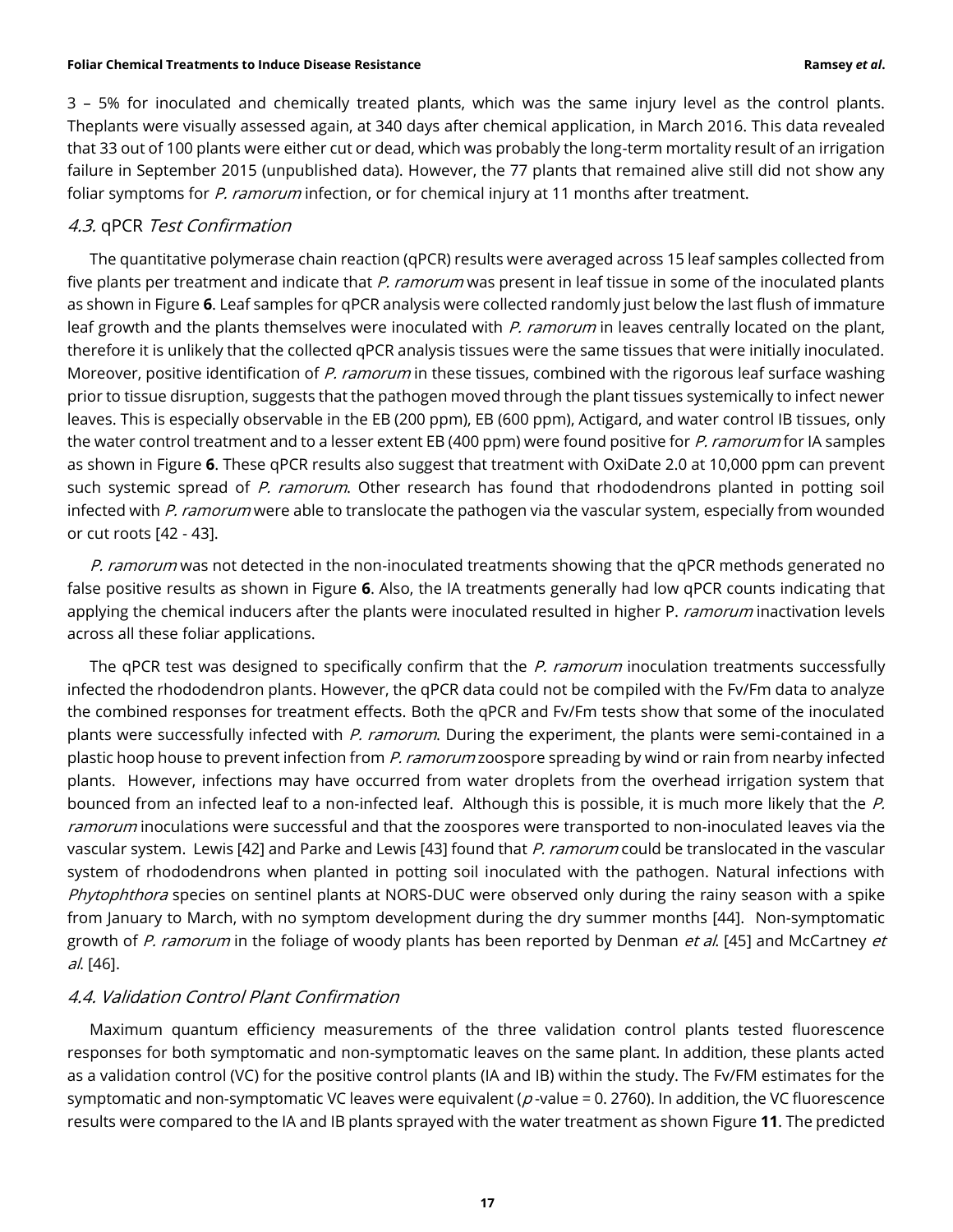3 – 5% for inoculated and chemically treated plants, which was the same injury level as the control plants. Theplants were visually assessed again, at 340 days after chemical application, in March 2016. This data revealed that 33 out of 100 plants were either cut or dead, which was probably the long-term mortality result of an irrigation failure in September 2015 (unpublished data). However, the 77 plants that remained alive still did not show any foliar symptoms for *P. ramorum* infection, or for chemical injury at 11 months after treatment.

### *4.3.* qPCR *Test Confirmation*

The quantitative polymerase chain reaction (qPCR) results were averaged across 15 leaf samples collected from five plants per treatment and indicate that *P. ramorum* was present in leaf tissue in some of the inoculated plants as shown in Figure **6**. Leaf samples for qPCR analysis were collected randomly just below the last flush of immature leaf growth and the plants themselves were inoculated with *P. ramorum* in leaves centrally located on the plant, therefore it is unlikely that the collected qPCR analysis tissues were the same tissues that were initially inoculated. Moreover, positive identification of *P. ramorum* in these tissues, combined with the rigorous leaf surface washing prior to tissue disruption, suggests that the pathogen moved through the plant tissues systemically to infect newer leaves. This is especially observable in the EB (200 ppm), EB (600 ppm), Actigard, and water control IB tissues, only the water control treatment and to a lesser extent EB (400 ppm) were found positive for *P. ramorum* for IA samples as shown in Figure **6**. These qPCR results also suggest that treatment with OxiDate 2.0 at 10,000 ppm can prevent such systemic spread of *P. ramorum*. Other research has found that rhododendrons planted in potting soil infected with *P. ramorum* were able to translocate the pathogen via the vascular system, especially from wounded or cut roots [42 - 43].

*P. ramorum* was not detected in the non-inoculated treatments showing that the qPCR methods generated no false positive results as shown in Figure **6**. Also, the IA treatments generally had low qPCR counts indicating that applying the chemical inducers after the plants were inoculated resulted in higher P. *ramorum* inactivation levels across all these foliar applications.

The qPCR test was designed to specifically confirm that the *P. ramorum* inoculation treatments successfully infected the rhododendron plants. However, the qPCR data could not be compiled with the Fv/Fm data to analyze the combined responses for treatment effects. Both the qPCR and Fv/Fm tests show that some of the inoculated plants were successfully infected with *P. ramorum*. During the experiment, the plants were semi-contained in a plastic hoop house to prevent infection from *P. ramorum* zoospore spreading by wind or rain from nearby infected plants. However, infections may have occurred from water droplets from the overhead irrigation system that bounced from an infected leaf to a non-infected leaf. Although this is possible, it is much more likely that the *P. ramorum* inoculations were successful and that the zoospores were transported to non-inoculated leaves via the vascular system. Lewis [42] and Parke and Lewis [43] found that *P. ramorum* could be translocated in the vascular system of rhododendrons when planted in potting soil inoculated with the pathogen. Natural infections with *Phytophthora* species on sentinel plants at NORS-DUC were observed only during the rainy season with a spike from January to March, with no symptom development during the dry summer months [44]. Non-symptomatic growth of *P. ramorum* in the foliage of woody plants has been reported by Denman *et al.* [45] and McCartney *et al.* [46].

### *4.4. Validation Control Plant Confirmation*

Maximum quantum efficiency measurements of the three validation control plants tested fluorescence responses for both symptomatic and non-symptomatic leaves on the same plant. In addition, these plants acted as a validation control (VC) for the positive control plants (IA and IB) within the study. The Fv/FM estimates for the symptomatic and non-symptomatic VC leaves were equivalent ($p$-value = 0. 2760). In addition, the VC fluorescence results were compared to the IA and IB plants sprayed with the water treatment as shown Figure **11**. The predicted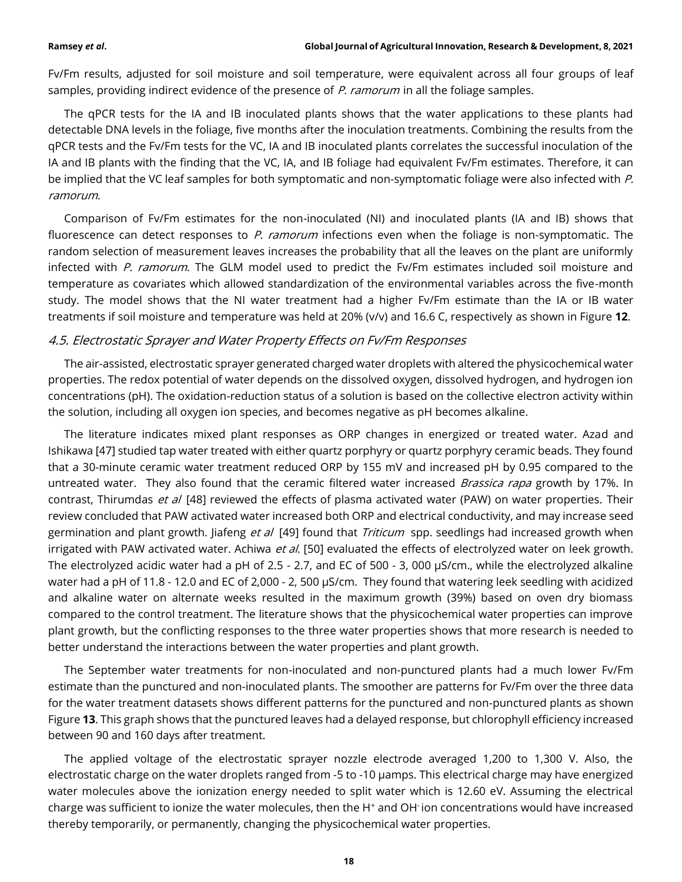Fv/Fm results, adjusted for soil moisture and soil temperature, were equivalent across all four groups of leaf samples, providing indirect evidence of the presence of *P. ramorum* in all the foliage samples.

The qPCR tests for the IA and IB inoculated plants shows that the water applications to these plants had detectable DNA levels in the foliage, five months after the inoculation treatments. Combining the results from the qPCR tests and the Fv/Fm tests for the VC, IA and IB inoculated plants correlates the successful inoculation of the IA and IB plants with the finding that the VC, IA, and IB foliage had equivalent Fv/Fm estimates. Therefore, it can be implied that the VC leaf samples for both symptomatic and non-symptomatic foliage were also infected with *P. ramorum*.

Comparison of Fv/Fm estimates for the non-inoculated (NI) and inoculated plants (IA and IB) shows that fluorescence can detect responses to *P. ramorum* infections even when the foliage is non-symptomatic. The random selection of measurement leaves increases the probability that all the leaves on the plant are uniformly infected with *P. ramorum*. The GLM model used to predict the Fv/Fm estimates included soil moisture and temperature as covariates which allowed standardization of the environmental variables across the five-month study. The model shows that the NI water treatment had a higher Fv/Fm estimate than the IA or IB water treatments if soil moisture and temperature was held at 20% (v/v) and 16.6 C, respectively as shown in Figure **12**.

### *4.5. Electrostatic Sprayer and Water Property Effects on Fv/Fm Responses*

The air-assisted, electrostatic sprayer generated charged water droplets with altered the physicochemical water properties. The redox potential of water depends on the dissolved oxygen, dissolved hydrogen, and hydrogen ion concentrations (pH). The oxidation-reduction status of a solution is based on the collective electron activity within the solution, including all oxygen ion species, and becomes negative as pH becomes alkaline.

The literature indicates mixed plant responses as ORP changes in energized or treated water. Azad and Ishikawa [47] studied tap water treated with either quartz porphyry or quartz porphyry ceramic beads. They found that a 30-minute ceramic water treatment reduced ORP by 155 mV and increased pH by 0.95 compared to the untreated water. They also found that the ceramic filtered water increased *Brassica rapa* growth by 17%. In contrast, Thirumdas *et al* [48] reviewed the effects of plasma activated water (PAW) on water properties. Their review concluded that PAW activated water increased both ORP and electrical conductivity, and may increase seed germination and plant growth. Jiafeng *et al* [49] found that *Triticum* spp. seedlings had increased growth when irrigated with PAW activated water. Achiwa *et al.* [50] evaluated the effects of electrolyzed water on leek growth. The electrolyzed acidic water had a pH of 2.5 - 2.7, and EC of 500 - 3, 000 µS/cm., while the electrolyzed alkaline water had a pH of 11.8 - 12.0 and EC of 2,000 - 2, 500 µS/cm. They found that watering leek seedling with acidized and alkaline water on alternate weeks resulted in the maximum growth (39%) based on oven dry biomass compared to the control treatment. The literature shows that the physicochemical water properties can improve plant growth, but the conflicting responses to the three water properties shows that more research is needed to better understand the interactions between the water properties and plant growth.

The September water treatments for non-inoculated and non-punctured plants had a much lower Fv/Fm estimate than the punctured and non-inoculated plants. The smoother are patterns for Fv/Fm over the three data for the water treatment datasets shows different patterns for the punctured and non-punctured plants as shown Figure **13**. This graph shows that the punctured leaves had a delayed response, but chlorophyll efficiency increased between 90 and 160 days after treatment.

The applied voltage of the electrostatic sprayer nozzle electrode averaged 1,200 to 1,300 V. Also, the electrostatic charge on the water droplets ranged from -5 to -10 µamps. This electrical charge may have energized water molecules above the ionization energy needed to split water which is 12.60 eV. Assuming the electrical charge was sufficient to ionize the water molecules, then the $H^+$ and $OH^-$ ion concentrations would have increased thereby temporarily, or permanently, changing the physicochemical water properties.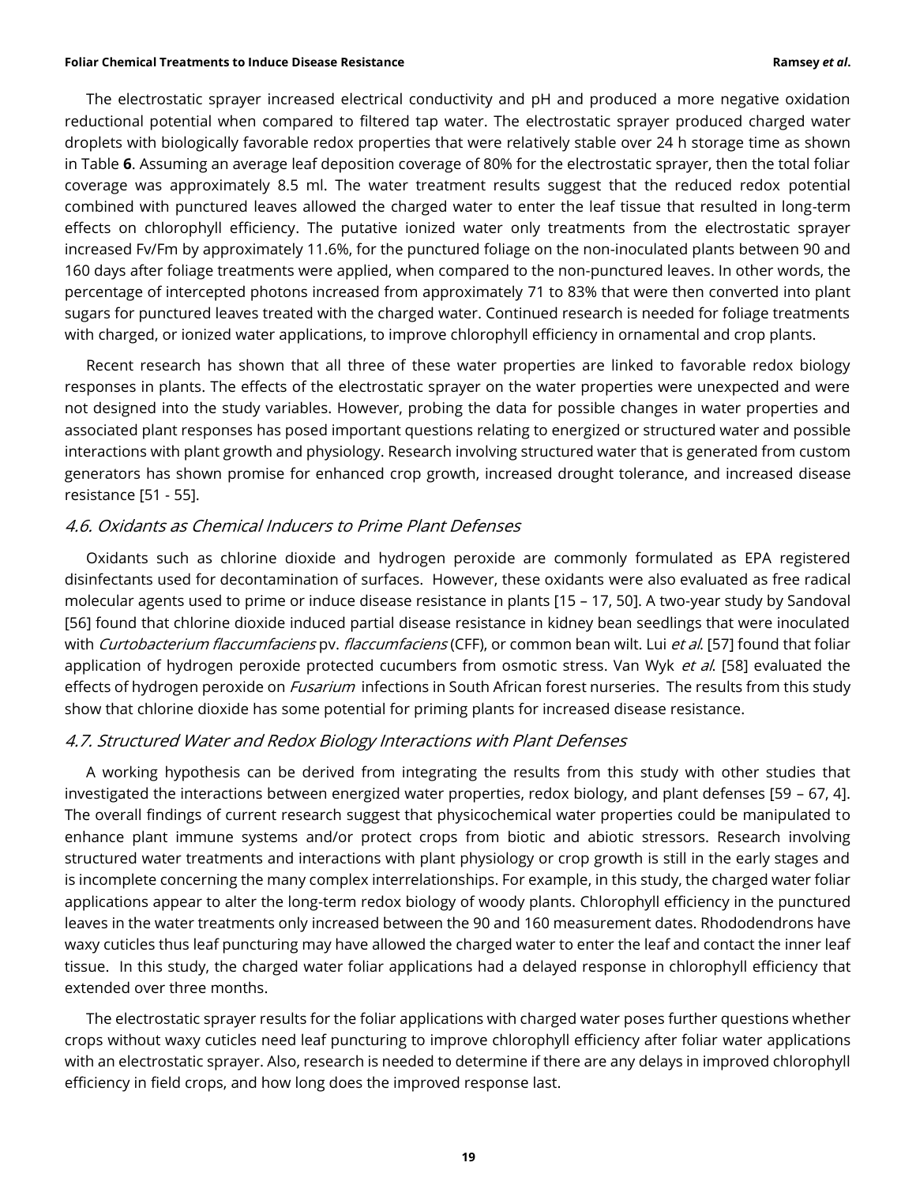The electrostatic sprayer increased electrical conductivity and pH and produced a more negative oxidation reductional potential when compared to filtered tap water. The electrostatic sprayer produced charged water droplets with biologically favorable redox properties that were relatively stable over 24 h storage time as shown in Table **6**. Assuming an average leaf deposition coverage of 80% for the electrostatic sprayer, then the total foliar coverage was approximately 8.5 ml. The water treatment results suggest that the reduced redox potential combined with punctured leaves allowed the charged water to enter the leaf tissue that resulted in long-term effects on chlorophyll efficiency. The putative ionized water only treatments from the electrostatic sprayer increased Fv/Fm by approximately 11.6%, for the punctured foliage on the non-inoculated plants between 90 and 160 days after foliage treatments were applied, when compared to the non-punctured leaves. In other words, the percentage of intercepted photons increased from approximately 71 to 83% that were then converted into plant sugars for punctured leaves treated with the charged water. Continued research is needed for foliage treatments with charged, or ionized water applications, to improve chlorophyll efficiency in ornamental and crop plants.

Recent research has shown that all three of these water properties are linked to favorable redox biology responses in plants. The effects of the electrostatic sprayer on the water properties were unexpected and were not designed into the study variables. However, probing the data for possible changes in water properties and associated plant responses has posed important questions relating to energized or structured water and possible interactions with plant growth and physiology. Research involving structured water that is generated from custom generators has shown promise for enhanced crop growth, increased drought tolerance, and increased disease resistance [51 - 55].

### 4.6. Oxidants as Chemical Inducers to Prime Plant Defenses

Oxidants such as chlorine dioxide and hydrogen peroxide are commonly formulated as EPA registered disinfectants used for decontamination of surfaces. However, these oxidants were also evaluated as free radical molecular agents used to prime or induce disease resistance in plants [15 – 17, 50]. A two-year study by Sandoval [56] found that chlorine dioxide induced partial disease resistance in kidney bean seedlings that were inoculated with *Curtobacterium flaccumfaciens* pv. *flaccumfaciens* (CFF), or common bean wilt. Lui *et al*. [57] found that foliar application of hydrogen peroxide protected cucumbers from osmotic stress. Van Wyk *et al*. [58] evaluated the effects of hydrogen peroxide on *Fusarium* infections in South African forest nurseries. The results from this study show that chlorine dioxide has some potential for priming plants for increased disease resistance.

### 4.7. Structured Water and Redox Biology Interactions with Plant Defenses

A working hypothesis can be derived from integrating the results from this study with other studies that investigated the interactions between energized water properties, redox biology, and plant defenses [59 – 67, 4]. The overall findings of current research suggest that physicochemical water properties could be manipulated to enhance plant immune systems and/or protect crops from biotic and abiotic stressors. Research involving structured water treatments and interactions with plant physiology or crop growth is still in the early stages and is incomplete concerning the many complex interrelationships. For example, in this study, the charged water foliar applications appear to alter the long-term redox biology of woody plants. Chlorophyll efficiency in the punctured leaves in the water treatments only increased between the 90 and 160 measurement dates. Rhododendrons have waxy cuticles thus leaf puncturing may have allowed the charged water to enter the leaf and contact the inner leaf tissue. In this study, the charged water foliar applications had a delayed response in chlorophyll efficiency that extended over three months.

The electrostatic sprayer results for the foliar applications with charged water poses further questions whether crops without waxy cuticles need leaf puncturing to improve chlorophyll efficiency after foliar water applications with an electrostatic sprayer. Also, research is needed to determine if there are any delays in improved chlorophyll efficiency in field crops, and how long does the improved response last.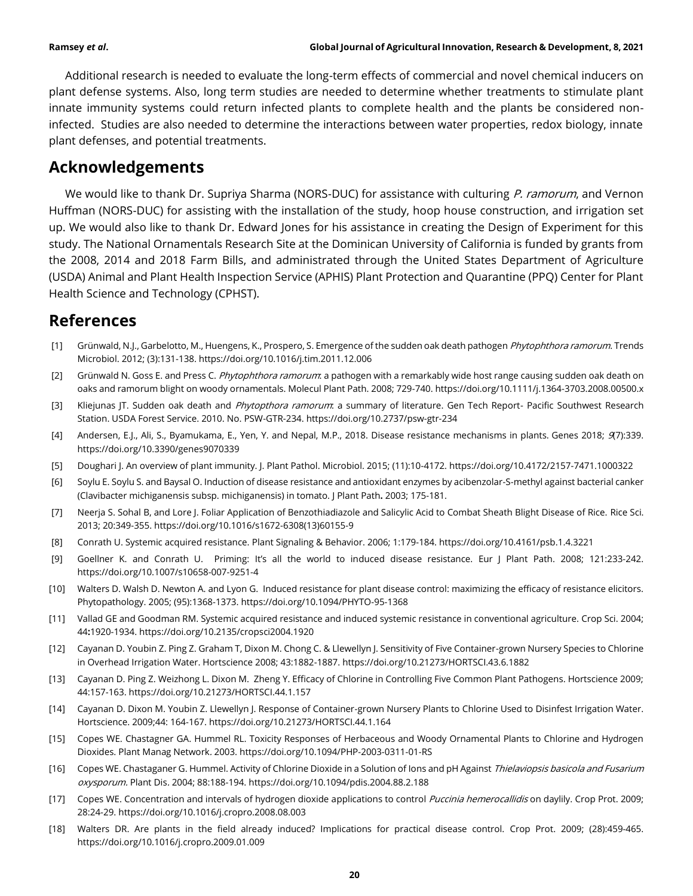Additional research is needed to evaluate the long-term effects of commercial and novel chemical inducers on plant defense systems. Also, long term studies are needed to determine whether treatments to stimulate plant innate immunity systems could return infected plants to complete health and the plants be considered non-infected. Studies are also needed to determine the interactions between water properties, redox biology, innate plant defenses, and potential treatments.

## Acknowledgements

We would like to thank Dr. Supriya Sharma (NORS-DUC) for assistance with culturing *P. ramorum*, and Vernon Huffman (NORS-DUC) for assisting with the installation of the study, hoop house construction, and irrigation set up. We would also like to thank Dr. Edward Jones for his assistance in creating the Design of Experiment for this study. The National Ornamentals Research Site at the Dominican University of California is funded by grants from the 2008, 2014 and 2018 Farm Bills, and administrated through the United States Department of Agriculture (USDA) Animal and Plant Health Inspection Service (APHIS) Plant Protection and Quarantine (PPQ) Center for Plant Health Science and Technology (CPHST).

## References

[1] Grünwald, N.J., Garbelotto, M., Huengens, K., Prospero, S. Emergence of the sudden oak death pathogen *Phytophthora ramorum*. Trends Microbiol. 2012; (3):131-138. https://doi.org/10.1016/j.tim.2011.12.006

[2] Grünwald N. Goss E. and Press C. *Phytophthora ramorum*: a pathogen with a remarkably wide host range causing sudden oak death on oaks and ramorum blight on woody ornamentals. Molecul Plant Path. 2008; 729-740. https://doi.org/10.1111/j.1364-3703.2008.00500.x

[3] Kliejunas JT. Sudden oak death and *Phytopthora ramorum*: a summary of literature. Gen Tech Report- Pacific Southwest Research Station. USDA Forest Service. 2010. No. PSW-GTR-234. https://doi.org/10.2737/psw-gtr-234

[4] Andersen, E.J., Ali, S., Byamukama, E., Yen, Y. and Nepal, M.P., 2018. Disease resistance mechanisms in plants. Genes 2018; *9*(7):339. https://doi.org/10.3390/genes9070339

[5] Doughari J. An overview of plant immunity. J. Plant Pathol. Microbiol. 2015; (11):10-4172. https://doi.org/10.4172/2157-7471.1000322

[6] Soylu E. Soylu S. and Baysal O. Induction of disease resistance and antioxidant enzymes by acibenzolar-S-methyl against bacterial canker (Clavibacter michiganensis subsp. michiganensis) in tomato. J Plant Path**.** 2003; 175-181.

[7] Neerja S. Sohal B, and Lore J. Foliar Application of Benzothiadiazole and Salicylic Acid to Combat Sheath Blight Disease of Rice. Rice Sci. 2013; 20:349-355. https://doi.org/10.1016/s1672-6308(13)60155-9

[8] Conrath U. Systemic acquired resistance. Plant Signaling & Behavior. 2006; 1:179-184. https://doi.org/10.4161/psb.1.4.3221

[9] Goellner K. and Conrath U. Priming: It's all the world to induced disease resistance. Eur J Plant Path. 2008; 121:233-242. https://doi.org/10.1007/s10658-007-9251-4

[10] Walters D. Walsh D. Newton A. and Lyon G. Induced resistance for plant disease control: maximizing the efficacy of resistance elicitors. Phytopathology. 2005; (95):1368-1373. https://doi.org/10.1094/PHYTO-95-1368

[11] Vallad GE and Goodman RM. Systemic acquired resistance and induced systemic resistance in conventional agriculture. Crop Sci. 2004; 44**:**1920-1934. https://doi.org/10.2135/cropsci2004.1920

[12] Cayanan D. Youbin Z. Ping Z. Graham T, Dixon M. Chong C. & Llewellyn J. Sensitivity of Five Container-grown Nursery Species to Chlorine in Overhead Irrigation Water. Hortscience 2008; 43:1882-1887. https://doi.org/10.21273/HORTSCI.43.6.1882

[13] Cayanan D. Ping Z. Weizhong L. Dixon M. Zheng Y. Efficacy of Chlorine in Controlling Five Common Plant Pathogens. Hortscience 2009; 44:157-163. https://doi.org/10.21273/HORTSCI.44.1.157

[14] Cayanan D. Dixon M. Youbin Z. Llewellyn J. Response of Container-grown Nursery Plants to Chlorine Used to Disinfest Irrigation Water. Hortscience. 2009;44: 164-167. https://doi.org/10.21273/HORTSCI.44.1.164

[15] Copes WE. Chastagner GA. Hummel RL. Toxicity Responses of Herbaceous and Woody Ornamental Plants to Chlorine and Hydrogen Dioxides. Plant Manag Network. 2003. https://doi.org/10.1094/PHP-2003-0311-01-RS

[16] Copes WE. Chastaganer G. Hummel. Activity of Chlorine Dioxide in a Solution of Ions and pH Against *Thielaviopsis basicola and Fusarium oxysporum*. Plant Dis. 2004; 88:188-194. https://doi.org/10.1094/pdis.2004.88.2.188

[17] Copes WE. Concentration and intervals of hydrogen dioxide applications to control *Puccinia hemerocallidis* on daylily. Crop Prot. 2009; 28:24-29. https://doi.org/10.1016/j.cropro.2008.08.003

[18] Walters DR. Are plants in the field already induced? Implications for practical disease control. Crop Prot. 2009; (28):459-465. https://doi.org/10.1016/j.cropro.2009.01.009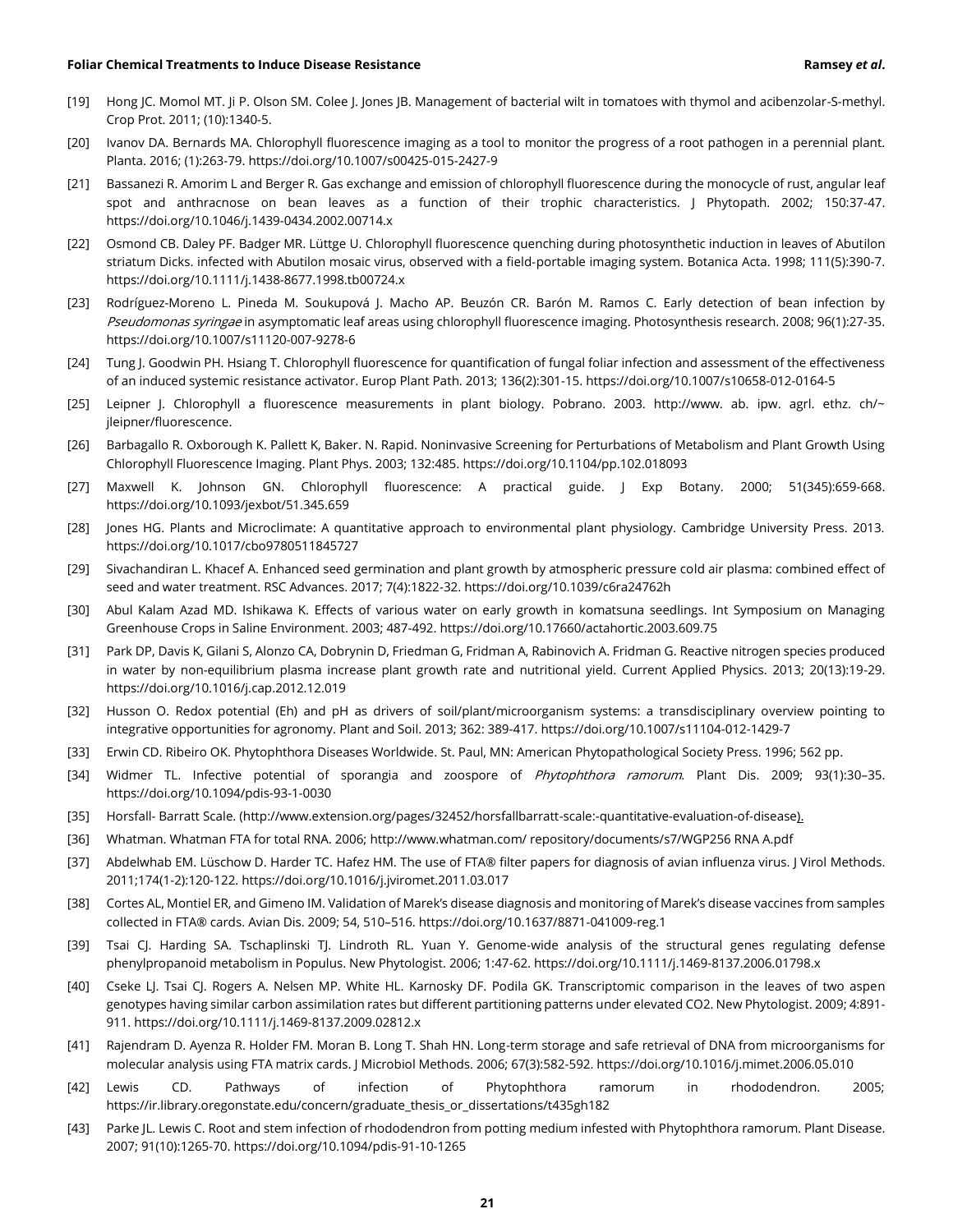[19] Hong JC. Momol MT. Ji P. Olson SM. Colee J. Jones JB. Management of bacterial wilt in tomatoes with thymol and acibenzolar-S-methyl. Crop Prot. 2011; (10):1340-5.

[20] Ivanov DA. Bernards MA. Chlorophyll fluorescence imaging as a tool to monitor the progress of a root pathogen in a perennial plant. Planta. 2016; (1):263-79. https://doi.org/10.1007/s00425-015-2427-9

[21] Bassanezi R. Amorim L and Berger R. Gas exchange and emission of chlorophyll fluorescence during the monocycle of rust, angular leaf spot and anthracnose on bean leaves as a function of their trophic characteristics. J Phytopath. 2002; 150:37-47. https://doi.org/10.1046/j.1439-0434.2002.00714.x

[22] Osmond CB. Daley PF. Badger MR. Lüttge U. Chlorophyll fluorescence quenching during photosynthetic induction in leaves of Abutilon striatum Dicks. infected with Abutilon mosaic virus, observed with a field-portable imaging system. Botanica Acta. 1998; 111(5):390-7. https://doi.org/10.1111/j.1438-8677.1998.tb00724.x

[23] Rodríguez-Moreno L. Pineda M. Soukupová J. Macho AP. Beuzón CR. Barón M. Ramos C. Early detection of bean infection by *Pseudomonas syringae* in asymptomatic leaf areas using chlorophyll fluorescence imaging. Photosynthesis research. 2008; 96(1):27-35. https://doi.org/10.1007/s11120-007-9278-6

[24] Tung J. Goodwin PH. Hsiang T. Chlorophyll fluorescence for quantification of fungal foliar infection and assessment of the effectiveness of an induced systemic resistance activator. Europ Plant Path. 2013; 136(2):301-15. https://doi.org/10.1007/s10658-012-0164-5

[25] Leipner J. Chlorophyll a fluorescence measurements in plant biology. Pobrano. 2003. http://www. ab. ipw. agrl. ethz. ch/~ jleipner/fluorescence.

[26] Barbagallo R. Oxborough K. Pallett K, Baker. N. Rapid. Noninvasive Screening for Perturbations of Metabolism and Plant Growth Using Chlorophyll Fluorescence Imaging. Plant Phys. 2003; 132:485. https://doi.org/10.1104/pp.102.018093

[27] Maxwell K. Johnson GN. Chlorophyll fluorescence: A practical guide. J Exp Botany. 2000; 51(345):659-668. https://doi.org/10.1093/jexbot/51.345.659

[28] Jones HG. Plants and Microclimate: A quantitative approach to environmental plant physiology. Cambridge University Press. 2013. https://doi.org/10.1017/cbo9780511845727

[29] Sivachandiran L. Khacef A. Enhanced seed germination and plant growth by atmospheric pressure cold air plasma: combined effect of seed and water treatment. RSC Advances. 2017; 7(4):1822-32. https://doi.org/10.1039/c6ra24762h

[30] Abul Kalam Azad MD. Ishikawa K. Effects of various water on early growth in komatsuna seedlings. Int Symposium on Managing Greenhouse Crops in Saline Environment. 2003; 487-492. https://doi.org/10.17660/actahortic.2003.609.75

[31] Park DP, Davis K, Gilani S, Alonzo CA, Dobrynin D, Friedman G, Fridman A, Rabinovich A. Fridman G. Reactive nitrogen species produced in water by non-equilibrium plasma increase plant growth rate and nutritional yield. Current Applied Physics. 2013; 20(13):19-29. https://doi.org/10.1016/j.cap.2012.12.019

[32] Husson O. Redox potential (Eh) and pH as drivers of soil/plant/microorganism systems: a transdisciplinary overview pointing to integrative opportunities for agronomy. Plant and Soil. 2013; 362: 389-417. https://doi.org/10.1007/s11104-012-1429-7

[33] Erwin CD. Ribeiro OK. Phytophthora Diseases Worldwide. St. Paul, MN: American Phytopathological Society Press. 1996; 562 pp.

[34] Widmer TL. Infective potential of sporangia and zoospore of *Phytophthora ramorum*. Plant Dis. 2009; 93(1):30–35. https://doi.org/10.1094/pdis-93-1-0030

[35] Horsfall- Barratt Scale. (http://www.extension.org/pages/32452/horsfallbarratt-scale:-quantitative-evaluation-of-disease).

[36] Whatman. Whatman FTA for total RNA. 2006; http://www.whatman.com/ repository/documents/s7/WGP256 RNA A.pdf

[37] Abdelwhab EM. Lüschow D. Harder TC. Hafez HM. The use of FTA® filter papers for diagnosis of avian influenza virus. J Virol Methods. 2011;174(1-2):120-122. https://doi.org/10.1016/j.jviromet.2011.03.017

[38] Cortes AL, Montiel ER, and Gimeno IM. Validation of Marek's disease diagnosis and monitoring of Marek's disease vaccines from samples collected in FTA® cards. Avian Dis. 2009; 54, 510–516. https://doi.org/10.1637/8871-041009-reg.1

[39] Tsai CJ. Harding SA. Tschaplinski TJ. Lindroth RL. Yuan Y. Genome-wide analysis of the structural genes regulating defense phenylpropanoid metabolism in Populus. New Phytologist. 2006; 1:47-62. https://doi.org/10.1111/j.1469-8137.2006.01798.x

[40] Cseke LJ. Tsai CJ. Rogers A. Nelsen MP. White HL. Karnosky DF. Podila GK. Transcriptomic comparison in the leaves of two aspen genotypes having similar carbon assimilation rates but different partitioning patterns under elevated CO2. New Phytologist. 2009; 4:891-911. https://doi.org/10.1111/j.1469-8137.2009.02812.x

[41] Rajendram D. Ayenza R. Holder FM. Moran B. Long T. Shah HN. Long-term storage and safe retrieval of DNA from microorganisms for molecular analysis using FTA matrix cards. J Microbiol Methods. 2006; 67(3):582-592. https://doi.org/10.1016/j.mimet.2006.05.010

[42] Lewis CD. Pathways of infection of Phytophthora ramorum in rhododendron. 2005; https://ir.library.oregonstate.edu/concern/graduate_thesis_or_dissertations/t435gh182

[43] Parke JL. Lewis C. Root and stem infection of rhododendron from potting medium infested with Phytophthora ramorum. Plant Disease. 2007; 91(10):1265-70. https://doi.org/10.1094/pdis-91-10-1265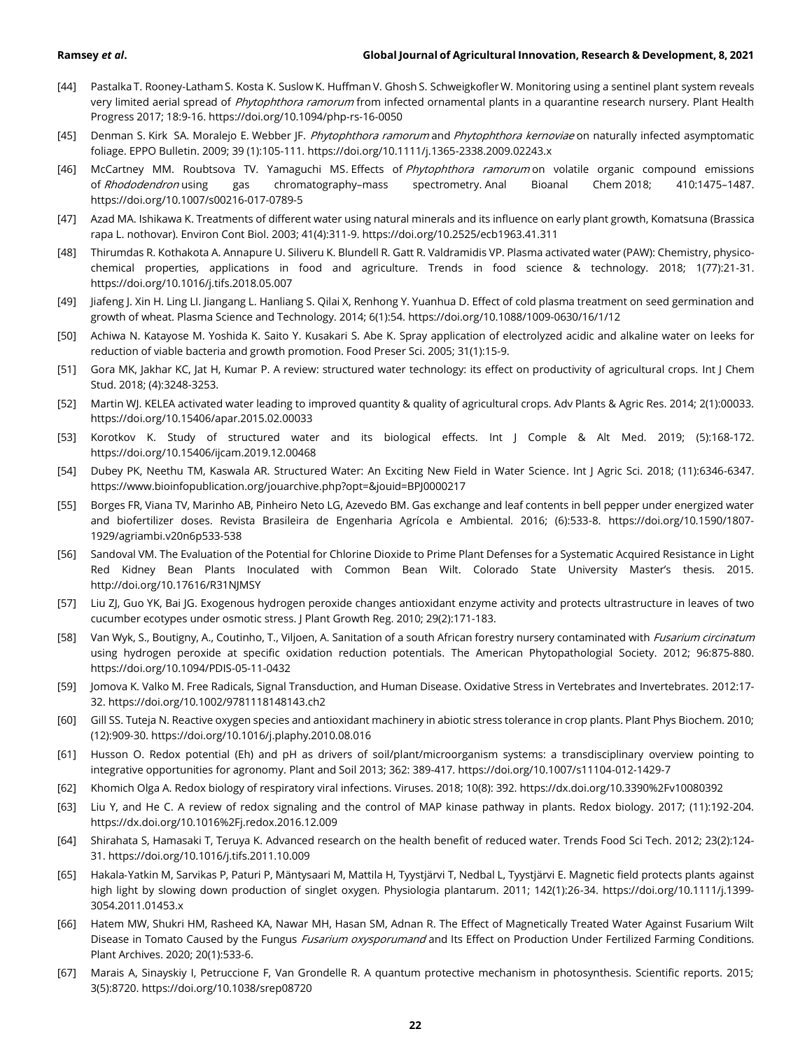[44] Pastalka T. Rooney-Latham S. Kosta K. Suslow K. Huffman V. Ghosh S. Schweigkofler W. Monitoring using a sentinel plant system reveals very limited aerial spread of *Phytophthora ramorum* from infected ornamental plants in a quarantine research nursery. Plant Health Progress 2017; 18:9-16. https://doi.org/10.1094/php-rs-16-0050

[45] Denman S. Kirk SA. Moralejo E. Webber JF. *Phytophthora ramorum* and *Phytophthora kernoviae* on naturally infected asymptomatic foliage. EPPO Bulletin. 2009; 39 (1):105-111. https://doi.org/10.1111/j.1365-2338.2009.02243.x

[46] McCartney MM. Roubtsova TV. Yamaguchi MS. Effects of *Phytophthora ramorum* on volatile organic compound emissions of *Rhododendron* using gas chromatography–mass spectrometry. Anal Bioanal Chem 2018; 410:1475–1487. https://doi.org/10.1007/s00216-017-0789-5

[47] Azad MA. Ishikawa K. Treatments of different water using natural minerals and its influence on early plant growth, Komatsuna (Brassica rapa L. nothovar). Environ Cont Biol. 2003; 41(4):311-9. https://doi.org/10.2525/ecb1963.41.311

[48] Thirumdas R. Kothakota A. Annapure U. Siliveru K. Blundell R. Gatt R. Valdramidis VP. Plasma activated water (PAW): Chemistry, physico-chemical properties, applications in food and agriculture. Trends in food science & technology. 2018; 1(77):21-31. https://doi.org/10.1016/j.tifs.2018.05.007

[49] Jiafeng J. Xin H. Ling LI. Jiangang L. Hanliang S. Qilai X, Renhong Y. Yuanhua D. Effect of cold plasma treatment on seed germination and growth of wheat. Plasma Science and Technology. 2014; 6(1):54. https://doi.org/10.1088/1009-0630/16/1/12

[50] Achiwa N. Katayose M. Yoshida K. Saito Y. Kusakari S. Abe K. Spray application of electrolyzed acidic and alkaline water on leeks for reduction of viable bacteria and growth promotion. Food Preser Sci. 2005; 31(1):15-9.

[51] Gora MK, Jakhar KC, Jat H, Kumar P. A review: structured water technology: its effect on productivity of agricultural crops. Int J Chem Stud. 2018; (4):3248-3253.

[52] Martin WJ. KELEA activated water leading to improved quantity & quality of agricultural crops. Adv Plants & Agric Res. 2014; 2(1):00033. https://doi.org/10.15406/apar.2015.02.00033

[53] Korotkov K. Study of structured water and its biological effects. Int J Comple & Alt Med. 2019; (5):168-172. https://doi.org/10.15406/ijcam.2019.12.00468

[54] Dubey PK, Neethu TM, Kaswala AR. Structured Water: An Exciting New Field in Water Science. Int J Agric Sci. 2018; (11):6346-6347. https://www.bioinfopublication.org/jouarchive.php?opt=&jouid=BPJ0000217

[55] Borges FR, Viana TV, Marinho AB, Pinheiro Neto LG, Azevedo BM. Gas exchange and leaf contents in bell pepper under energized water and biofertilizer doses. Revista Brasileira de Engenharia Agrícola e Ambiental. 2016; (6):533-8. https://doi.org/10.1590/1807-1929/agriambi.v20n6p533-538

[56] Sandoval VM. The Evaluation of the Potential for Chlorine Dioxide to Prime Plant Defenses for a Systematic Acquired Resistance in Light Red Kidney Bean Plants Inoculated with Common Bean Wilt. Colorado State University Master's thesis. 2015. http://doi.org/10.17616/R31NJMSY

[57] Liu ZJ, Guo YK, Bai JG. Exogenous hydrogen peroxide changes antioxidant enzyme activity and protects ultrastructure in leaves of two cucumber ecotypes under osmotic stress. J Plant Growth Reg. 2010; 29(2):171-183.

[58] Van Wyk, S., Boutigny, A., Coutinho, T., Viljoen, A. Sanitation of a south African forestry nursery contaminated with *Fusarium circinatum* using hydrogen peroxide at specific oxidation reduction potentials. The American Phytopathologial Society. 2012; 96:875-880. https://doi.org/10.1094/PDIS-05-11-0432

[59] Jomova K. Valko M. Free Radicals, Signal Transduction, and Human Disease. Oxidative Stress in Vertebrates and Invertebrates. 2012:17-32. https://doi.org/10.1002/9781118148143.ch2

[60] Gill SS. Tuteja N. Reactive oxygen species and antioxidant machinery in abiotic stress tolerance in crop plants. Plant Phys Biochem. 2010; (12):909-30. https://doi.org/10.1016/j.plaphy.2010.08.016

[61] Husson O. Redox potential (Eh) and pH as drivers of soil/plant/microorganism systems: a transdisciplinary overview pointing to integrative opportunities for agronomy. Plant and Soil 2013; 362: 389-417. https://doi.org/10.1007/s11104-012-1429-7

[62] Khomich Olga A. Redox biology of respiratory viral infections. Viruses. 2018; 10(8): 392. https://dx.doi.org/10.3390%2Fv10080392

[63] Liu Y, and He C. A review of redox signaling and the control of MAP kinase pathway in plants. Redox biology. 2017; (11):192-204. https://dx.doi.org/10.1016%2Fj.redox.2016.12.009

[64] Shirahata S, Hamasaki T, Teruya K. Advanced research on the health benefit of reduced water. Trends Food Sci Tech. 2012; 23(2):124-31. https://doi.org/10.1016/j.tifs.2011.10.009

[65] Hakala-Yatkin M, Sarvikas P, Paturi P, Mäntysaari M, Mattila H, Tyystjärvi T, Nedbal L, Tyystjärvi E. Magnetic field protects plants against high light by slowing down production of singlet oxygen. Physiologia plantarum. 2011; 142(1):26-34. https://doi.org/10.1111/j.1399-3054.2011.01453.x

[66] Hatem MW, Shukri HM, Rasheed KA, Nawar MH, Hasan SM, Adnan R. The Effect of Magnetically Treated Water Against Fusarium Wilt Disease in Tomato Caused by the Fungus *Fusarium oxysporumand* and Its Effect on Production Under Fertilized Farming Conditions. Plant Archives. 2020; 20(1):533-6.

[67] Marais A, Sinayskiy I, Petruccione F, Van Grondelle R. A quantum protective mechanism in photosynthesis. Scientific reports. 2015; 3(5):8720. https://doi.org/10.1038/srep08720